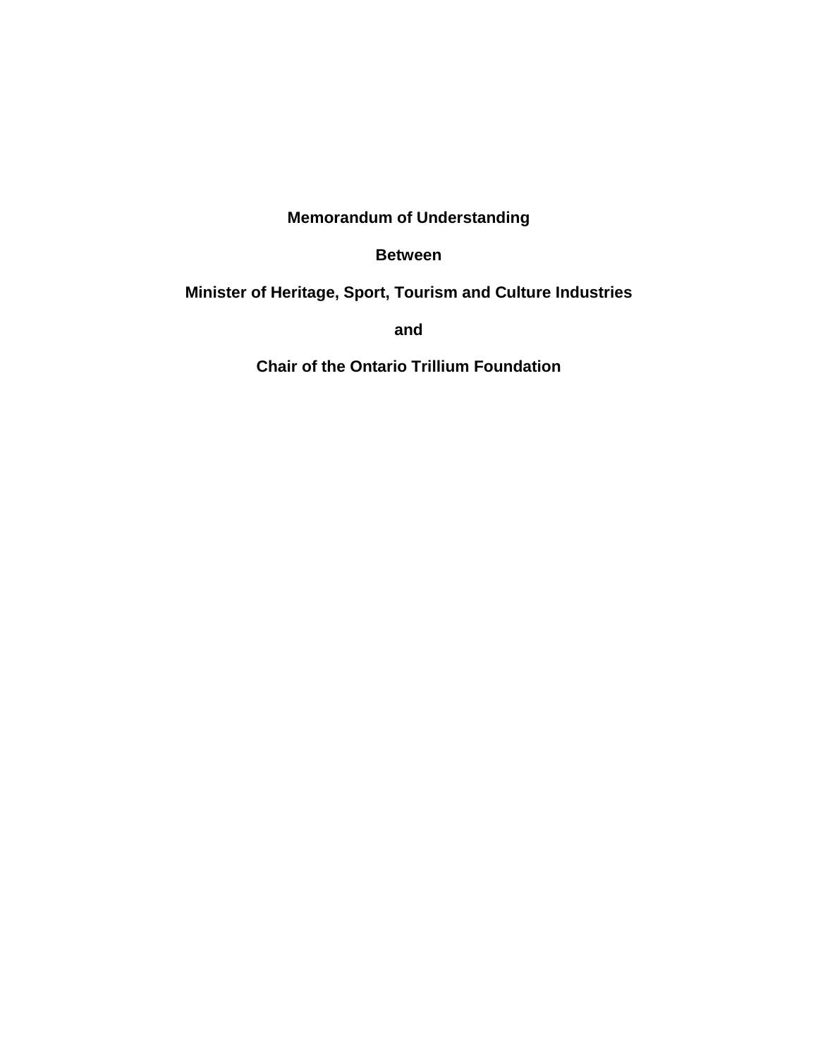# Memorandum of Understanding

**Between**

**Minister of Heritage, Sport, Tourism and Culture Industries**

**and**

**Chair of the Ontario Trillium Foundation**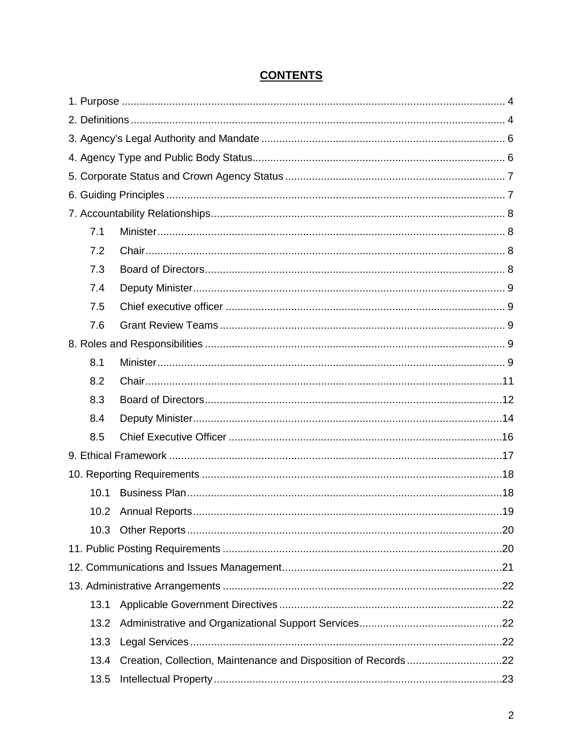# CONTENTS

1. Purpose ................................................................................................................ 4
2. Definitions ............................................................................................................ 4
3. Agency's Legal Authority and Mandate ................................................................ 6
4. Agency Type and Public Body Status................................................................... 6
5. Corporate Status and Crown Agency Status ........................................................ 7
6. Guiding Principles ................................................................................................ 7
7. Accountability Relationships................................................................................. 8
   - 7.1 Minister .......................................................................................................... 8
   - 7.2 Chair .............................................................................................................. 8
   - 7.3 Board of Directors.......................................................................................... 8
   - 7.4 Deputy Minister .............................................................................................. 9
   - 7.5 Chief executive officer ................................................................................... 9
   - 7.6 Grant Review Teams ..................................................................................... 9
8. Roles and Responsibilities ................................................................................... 9
   - 8.1 Minister .......................................................................................................... 9
   - 8.2 Chair .............................................................................................................11
   - 8.3 Board of Directors.........................................................................................12
   - 8.4 Deputy Minister .............................................................................................14
   - 8.5 Chief Executive Officer .................................................................................16
9. Ethical Framework ...............................................................................................17
10. Reporting Requirements ....................................................................................18
    - 10.1 Business Plan..............................................................................................18
    - 10.2 Annual Reports............................................................................................19
    - 10.3 Other Reports ..............................................................................................20
11. Public Posting Requirements .............................................................................20
12. Communications and Issues Management.........................................................21
13. Administrative Arrangements .............................................................................22
    - 13.1 Applicable Government Directives ..............................................................22
    - 13.2 Administrative and Organizational Support Services...................................22
    - 13.3 Legal Services .............................................................................................22
    - 13.4 Creation, Collection, Maintenance and Disposition of Records ...................22
    - 13.5 Intellectual Property.....................................................................................23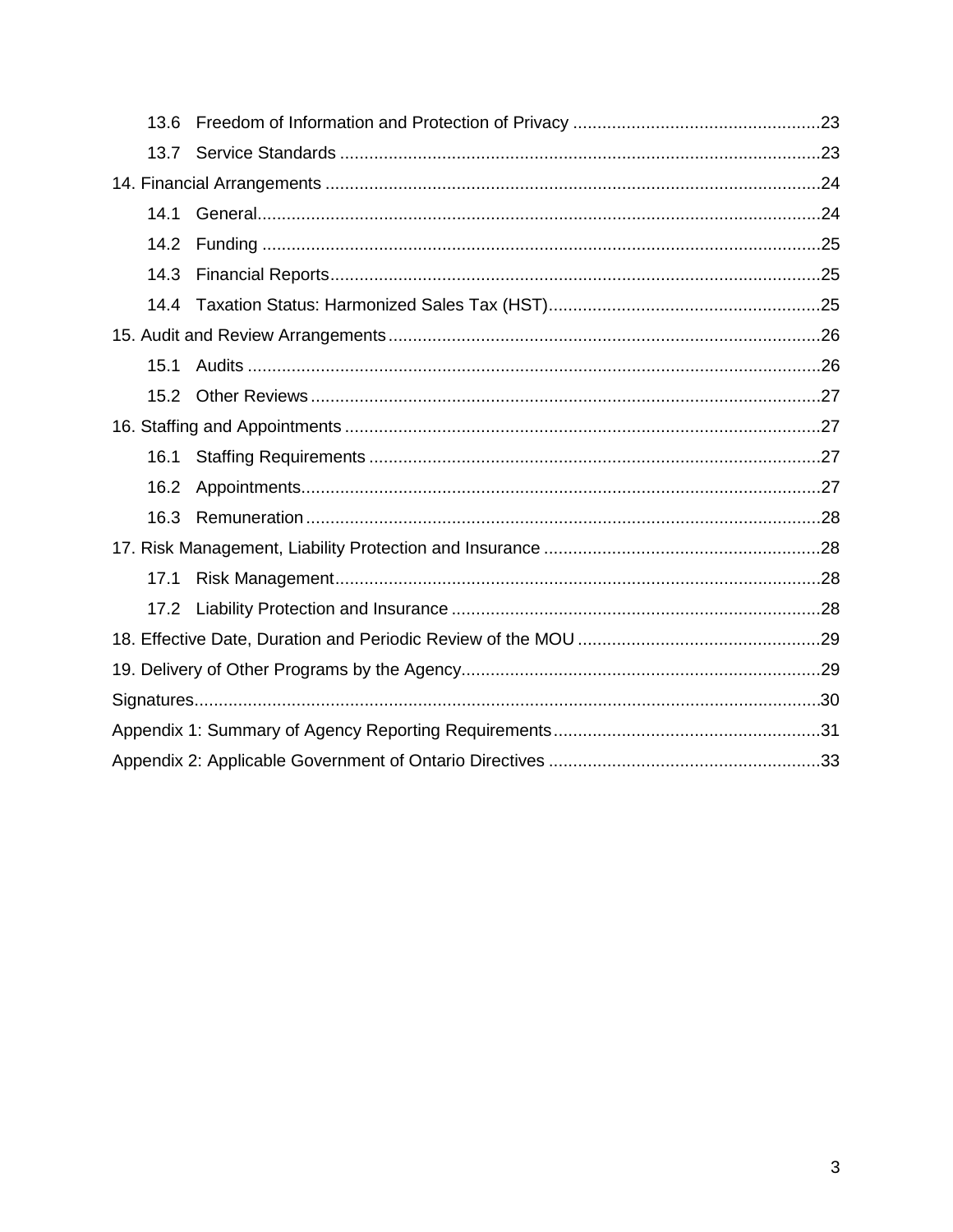13.6 Freedom of Information and Protection of Privacy ....................................................23

13.7 Service Standards ....................................................................................................23

14. Financial Arrangements ..........................................................................................24

14.1 General....................................................................................................................24

14.2 Funding ...................................................................................................................25

14.3 Financial Reports.....................................................................................................25

14.4 Taxation Status: Harmonized Sales Tax (HST).........................................................25

15. Audit and Review Arrangements..............................................................................26

15.1 Audits ......................................................................................................................26

15.2 Other Reviews .........................................................................................................27

16. Staffing and Appointments ......................................................................................27

16.1 Staffing Requirements .............................................................................................27

16.2 Appointments...........................................................................................................27

16.3 Remuneration ..........................................................................................................28

17. Risk Management, Liability Protection and Insurance ..............................................28

17.1 Risk Management....................................................................................................28

17.2 Liability Protection and Insurance ............................................................................28

18. Effective Date, Duration and Periodic Review of the MOU .......................................29

19. Delivery of Other Programs by the Agency...............................................................29

Signatures.....................................................................................................................30

Appendix 1: Summary of Agency Reporting Requirements.............................................31

Appendix 2: Applicable Government of Ontario Directives .............................................33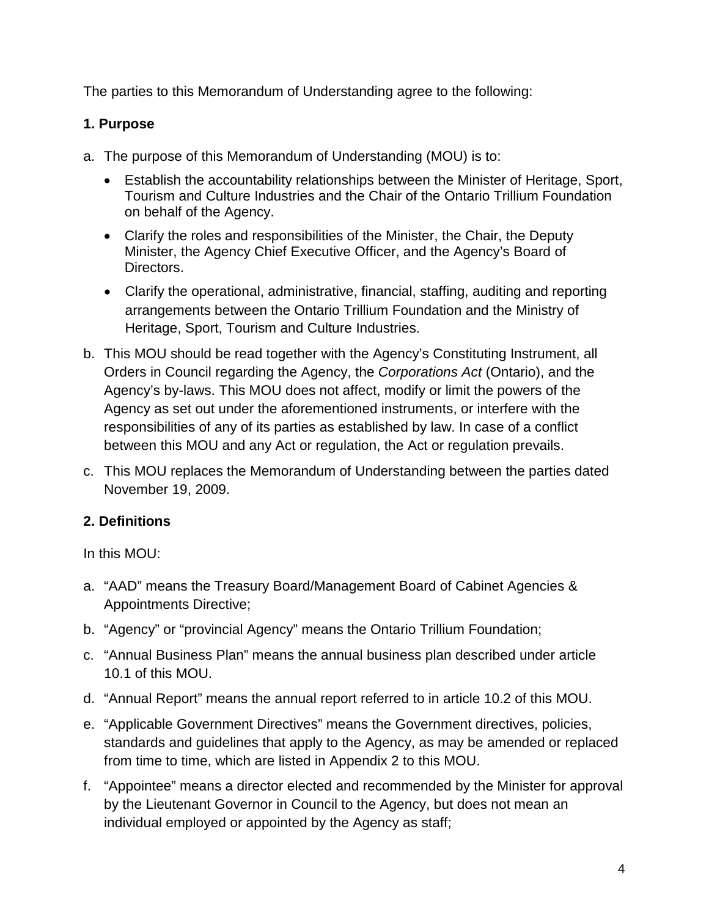The parties to this Memorandum of Understanding agree to the following:

### 1. Purpose

a. The purpose of this Memorandum of Understanding (MOU) is to:

   - Establish the accountability relationships between the Minister of Heritage, Sport, Tourism and Culture Industries and the Chair of the Ontario Trillium Foundation on behalf of the Agency.
   - Clarify the roles and responsibilities of the Minister, the Chair, the Deputy Minister, the Agency Chief Executive Officer, and the Agency's Board of Directors.
   - Clarify the operational, administrative, financial, staffing, auditing and reporting arrangements between the Ontario Trillium Foundation and the Ministry of Heritage, Sport, Tourism and Culture Industries.

b. This MOU should be read together with the Agency's Constituting Instrument, all Orders in Council regarding the Agency, the *Corporations Act* (Ontario), and the Agency's by-laws. This MOU does not affect, modify or limit the powers of the Agency as set out under the aforementioned instruments, or interfere with the responsibilities of any of its parties as established by law. In case of a conflict between this MOU and any Act or regulation, the Act or regulation prevails.

c. This MOU replaces the Memorandum of Understanding between the parties dated November 19, 2009.

### 2. Definitions

In this MOU:

a. "AAD" means the Treasury Board/Management Board of Cabinet Agencies & Appointments Directive;

b. "Agency" or "provincial Agency" means the Ontario Trillium Foundation;

c. "Annual Business Plan" means the annual business plan described under article 10.1 of this MOU.

d. "Annual Report" means the annual report referred to in article 10.2 of this MOU.

e. "Applicable Government Directives" means the Government directives, policies, standards and guidelines that apply to the Agency, as may be amended or replaced from time to time, which are listed in Appendix 2 to this MOU.

f. "Appointee" means a director elected and recommended by the Minister for approval by the Lieutenant Governor in Council to the Agency, but does not mean an individual employed or appointed by the Agency as staff;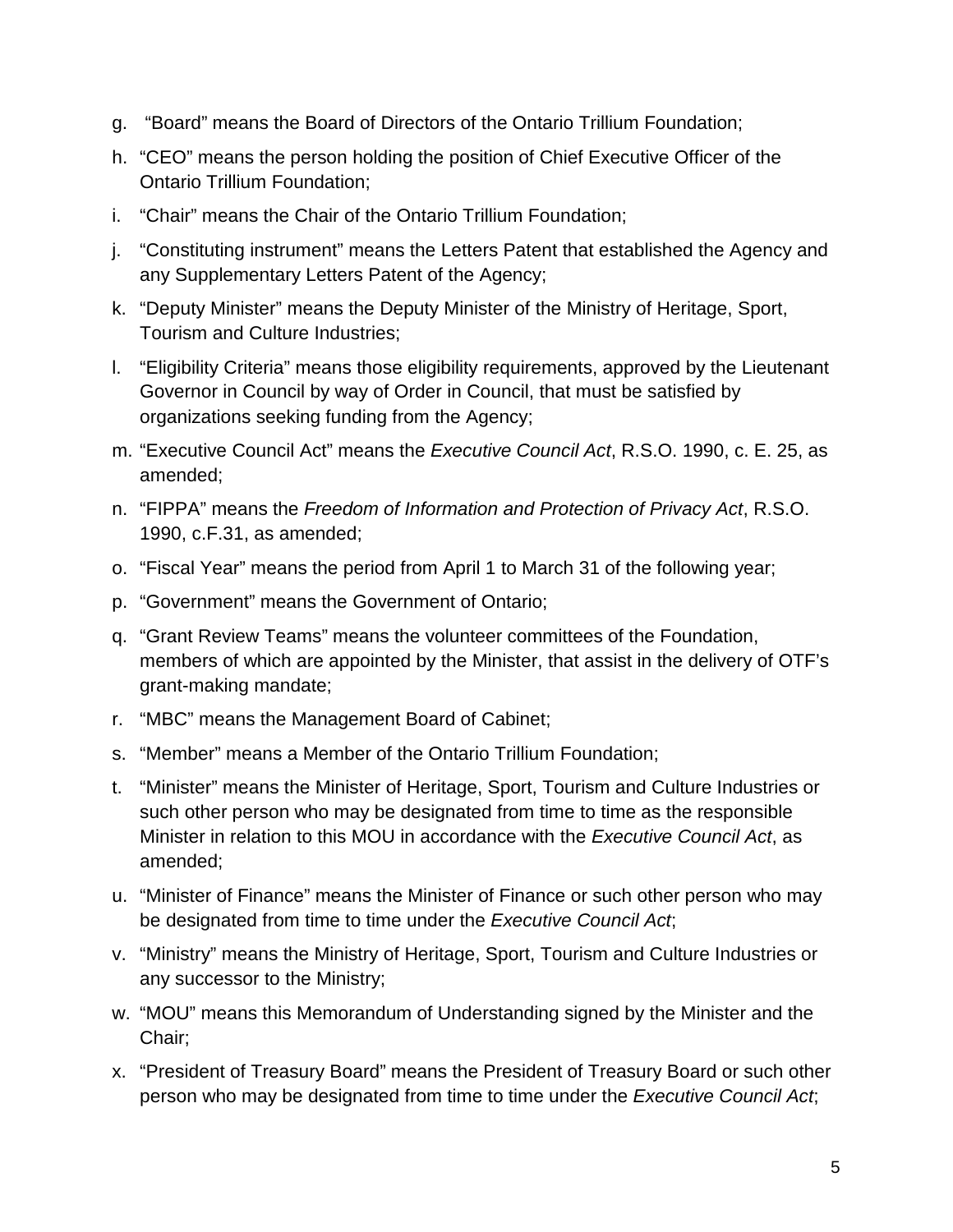g. "Board" means the Board of Directors of the Ontario Trillium Foundation;

h. "CEO" means the person holding the position of Chief Executive Officer of the Ontario Trillium Foundation;

i. "Chair" means the Chair of the Ontario Trillium Foundation;

j. "Constituting instrument" means the Letters Patent that established the Agency and any Supplementary Letters Patent of the Agency;

k. "Deputy Minister" means the Deputy Minister of the Ministry of Heritage, Sport, Tourism and Culture Industries;

l. "Eligibility Criteria" means those eligibility requirements, approved by the Lieutenant Governor in Council by way of Order in Council, that must be satisfied by organizations seeking funding from the Agency;

m. "Executive Council Act" means the *Executive Council Act*, R.S.O. 1990, c. E. 25, as amended;

n. "FIPPA" means the *Freedom of Information and Protection of Privacy Act*, R.S.O. 1990, c.F.31, as amended;

o. "Fiscal Year" means the period from April 1 to March 31 of the following year;

p. "Government" means the Government of Ontario;

q. "Grant Review Teams" means the volunteer committees of the Foundation, members of which are appointed by the Minister, that assist in the delivery of OTF's grant-making mandate;

r. "MBC" means the Management Board of Cabinet;

s. "Member" means a Member of the Ontario Trillium Foundation;

t. "Minister" means the Minister of Heritage, Sport, Tourism and Culture Industries or such other person who may be designated from time to time as the responsible Minister in relation to this MOU in accordance with the *Executive Council Act*, as amended;

u. "Minister of Finance" means the Minister of Finance or such other person who may be designated from time to time under the *Executive Council Act*;

v. "Ministry" means the Ministry of Heritage, Sport, Tourism and Culture Industries or any successor to the Ministry;

w. "MOU" means this Memorandum of Understanding signed by the Minister and the Chair;

x. "President of Treasury Board" means the President of Treasury Board or such other person who may be designated from time to time under the *Executive Council Act*;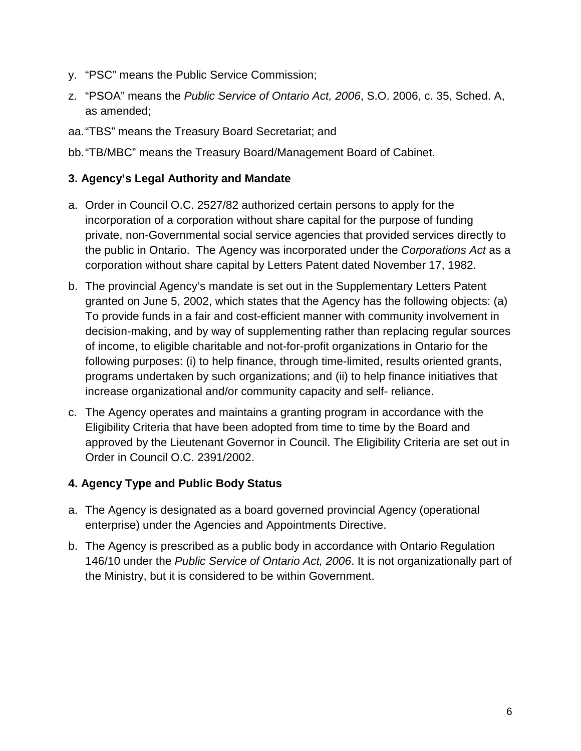y. "PSC" means the Public Service Commission;

z. "PSOA" means the *Public Service of Ontario Act, 2006*, S.O. 2006, c. 35, Sched. A, as amended;

aa. "TBS" means the Treasury Board Secretariat; and

bb. "TB/MBC" means the Treasury Board/Management Board of Cabinet.

## 3. Agency's Legal Authority and Mandate

a. Order in Council O.C. 2527/82 authorized certain persons to apply for the incorporation of a corporation without share capital for the purpose of funding private, non-Governmental social service agencies that provided services directly to the public in Ontario. The Agency was incorporated under the *Corporations Act* as a corporation without share capital by Letters Patent dated November 17, 1982.

b. The provincial Agency's mandate is set out in the Supplementary Letters Patent granted on June 5, 2002, which states that the Agency has the following objects: (a) To provide funds in a fair and cost-efficient manner with community involvement in decision-making, and by way of supplementing rather than replacing regular sources of income, to eligible charitable and not-for-profit organizations in Ontario for the following purposes: (i) to help finance, through time-limited, results oriented grants, programs undertaken by such organizations; and (ii) to help finance initiatives that increase organizational and/or community capacity and self- reliance.

c. The Agency operates and maintains a granting program in accordance with the Eligibility Criteria that have been adopted from time to time by the Board and approved by the Lieutenant Governor in Council. The Eligibility Criteria are set out in Order in Council O.C. 2391/2002.

## 4. Agency Type and Public Body Status

a. The Agency is designated as a board governed provincial Agency (operational enterprise) under the Agencies and Appointments Directive.

b. The Agency is prescribed as a public body in accordance with Ontario Regulation 146/10 under the *Public Service of Ontario Act, 2006*. It is not organizationally part of the Ministry, but it is considered to be within Government.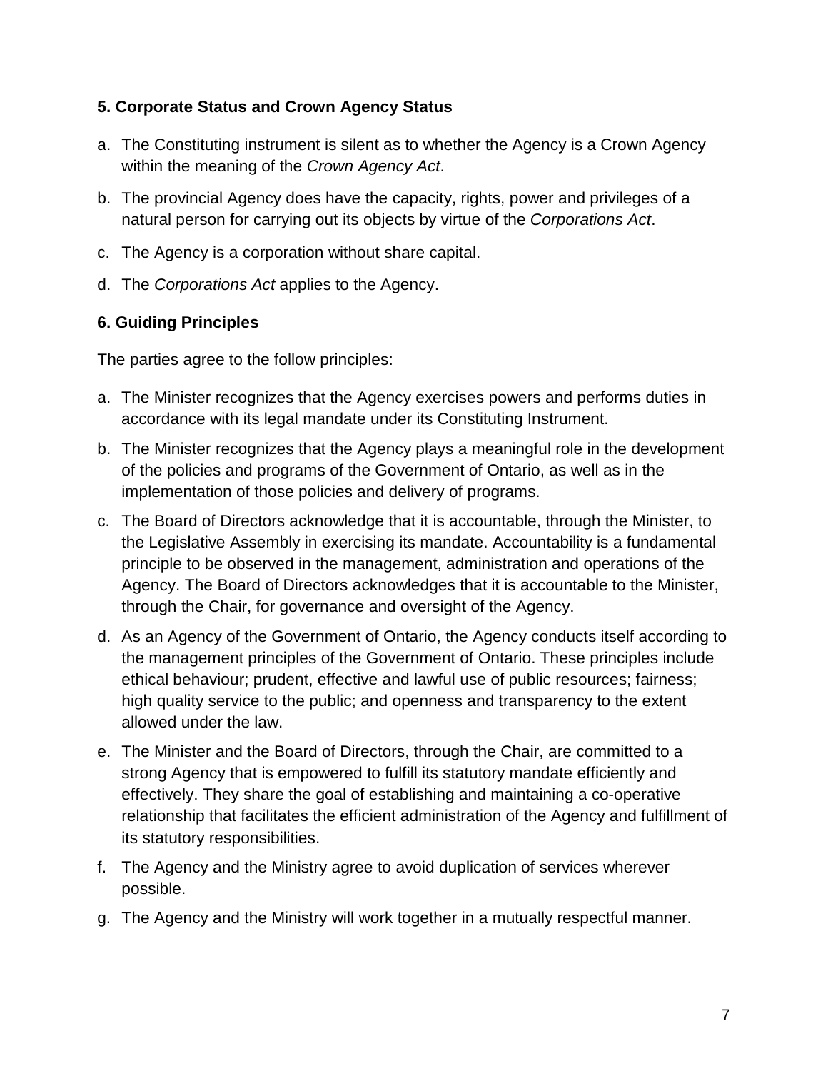### 5. Corporate Status and Crown Agency Status

a. The Constituting instrument is silent as to whether the Agency is a Crown Agency within the meaning of the *Crown Agency Act*.

b. The provincial Agency does have the capacity, rights, power and privileges of a natural person for carrying out its objects by virtue of the *Corporations Act*.

c. The Agency is a corporation without share capital.

d. The *Corporations Act* applies to the Agency.

### 6. Guiding Principles

The parties agree to the follow principles:

a. The Minister recognizes that the Agency exercises powers and performs duties in accordance with its legal mandate under its Constituting Instrument.

b. The Minister recognizes that the Agency plays a meaningful role in the development of the policies and programs of the Government of Ontario, as well as in the implementation of those policies and delivery of programs.

c. The Board of Directors acknowledge that it is accountable, through the Minister, to the Legislative Assembly in exercising its mandate. Accountability is a fundamental principle to be observed in the management, administration and operations of the Agency. The Board of Directors acknowledges that it is accountable to the Minister, through the Chair, for governance and oversight of the Agency.

d. As an Agency of the Government of Ontario, the Agency conducts itself according to the management principles of the Government of Ontario. These principles include ethical behaviour; prudent, effective and lawful use of public resources; fairness; high quality service to the public; and openness and transparency to the extent allowed under the law.

e. The Minister and the Board of Directors, through the Chair, are committed to a strong Agency that is empowered to fulfill its statutory mandate efficiently and effectively. They share the goal of establishing and maintaining a co-operative relationship that facilitates the efficient administration of the Agency and fulfillment of its statutory responsibilities.

f. The Agency and the Ministry agree to avoid duplication of services wherever possible.

g. The Agency and the Ministry will work together in a mutually respectful manner.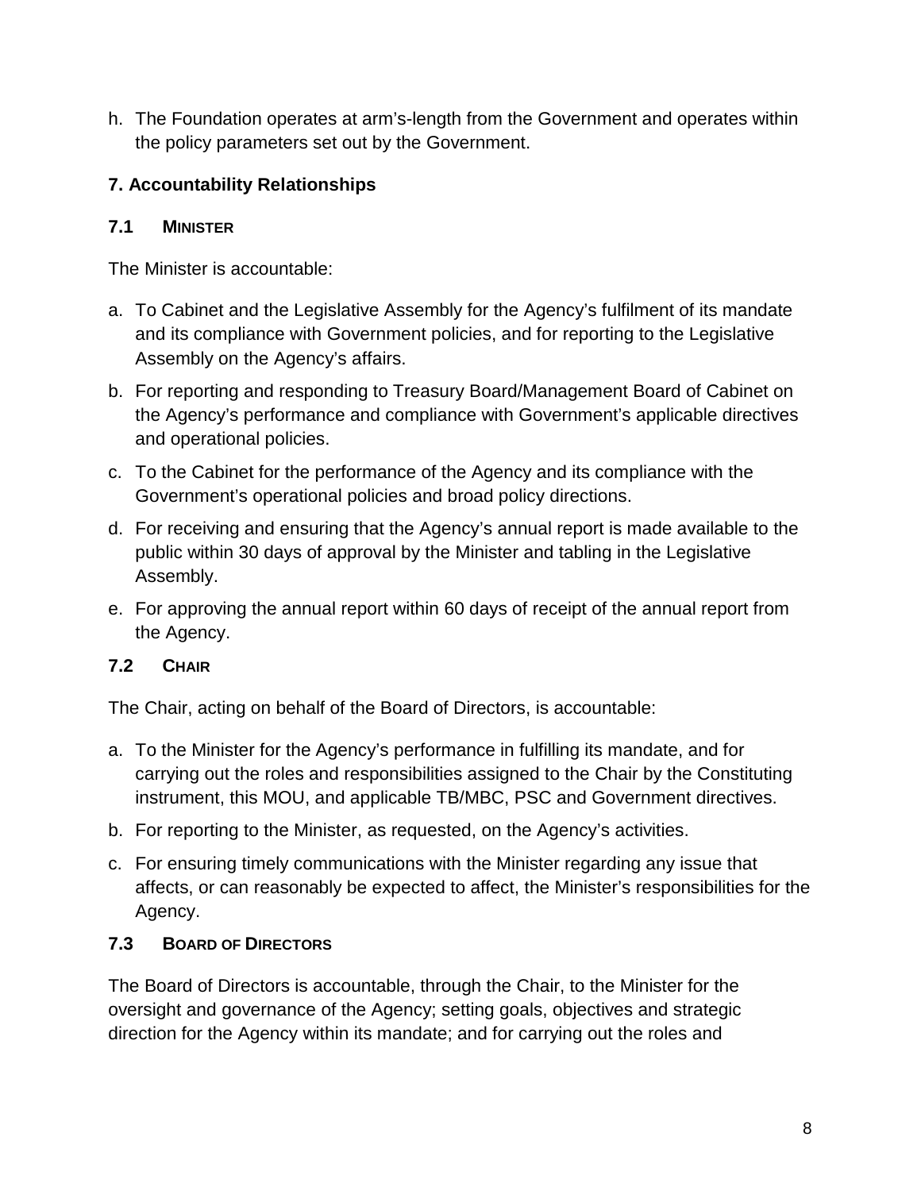h. The Foundation operates at arm's-length from the Government and operates within the policy parameters set out by the Government.

## 7. Accountability Relationships

### 7.1 MINISTER

The Minister is accountable:

a. To Cabinet and the Legislative Assembly for the Agency's fulfilment of its mandate and its compliance with Government policies, and for reporting to the Legislative Assembly on the Agency's affairs.

b. For reporting and responding to Treasury Board/Management Board of Cabinet on the Agency's performance and compliance with Government's applicable directives and operational policies.

c. To the Cabinet for the performance of the Agency and its compliance with the Government's operational policies and broad policy directions.

d. For receiving and ensuring that the Agency's annual report is made available to the public within 30 days of approval by the Minister and tabling in the Legislative Assembly.

e. For approving the annual report within 60 days of receipt of the annual report from the Agency.

### 7.2 CHAIR

The Chair, acting on behalf of the Board of Directors, is accountable:

a. To the Minister for the Agency's performance in fulfilling its mandate, and for carrying out the roles and responsibilities assigned to the Chair by the Constituting instrument, this MOU, and applicable TB/MBC, PSC and Government directives.

b. For reporting to the Minister, as requested, on the Agency's activities.

c. For ensuring timely communications with the Minister regarding any issue that affects, or can reasonably be expected to affect, the Minister's responsibilities for the Agency.

### 7.3 BOARD OF DIRECTORS

The Board of Directors is accountable, through the Chair, to the Minister for the oversight and governance of the Agency; setting goals, objectives and strategic direction for the Agency within its mandate; and for carrying out the roles and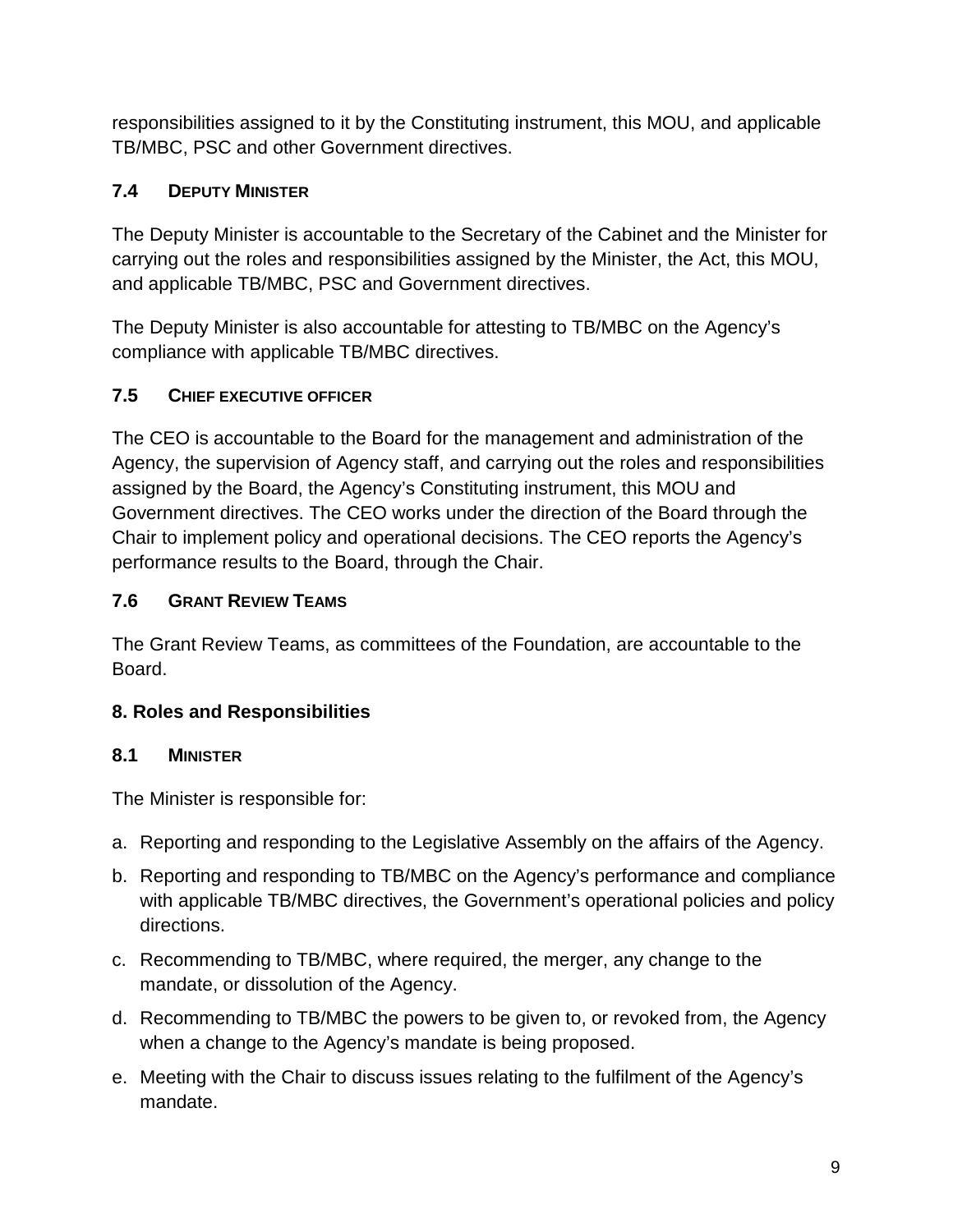responsibilities assigned to it by the Constituting instrument, this MOU, and applicable TB/MBC, PSC and other Government directives.

### 7.4 DEPUTY MINISTER

The Deputy Minister is accountable to the Secretary of the Cabinet and the Minister for carrying out the roles and responsibilities assigned by the Minister, the Act, this MOU, and applicable TB/MBC, PSC and Government directives.

The Deputy Minister is also accountable for attesting to TB/MBC on the Agency's compliance with applicable TB/MBC directives.

### 7.5 CHIEF EXECUTIVE OFFICER

The CEO is accountable to the Board for the management and administration of the Agency, the supervision of Agency staff, and carrying out the roles and responsibilities assigned by the Board, the Agency's Constituting instrument, this MOU and Government directives. The CEO works under the direction of the Board through the Chair to implement policy and operational decisions. The CEO reports the Agency's performance results to the Board, through the Chair.

### 7.6 GRANT REVIEW TEAMS

The Grant Review Teams, as committees of the Foundation, are accountable to the Board.

## 8. Roles and Responsibilities

### 8.1 MINISTER

The Minister is responsible for:

a. Reporting and responding to the Legislative Assembly on the affairs of the Agency.
b. Reporting and responding to TB/MBC on the Agency's performance and compliance with applicable TB/MBC directives, the Government's operational policies and policy directions.
c. Recommending to TB/MBC, where required, the merger, any change to the mandate, or dissolution of the Agency.
d. Recommending to TB/MBC the powers to be given to, or revoked from, the Agency when a change to the Agency's mandate is being proposed.
e. Meeting with the Chair to discuss issues relating to the fulfilment of the Agency's mandate.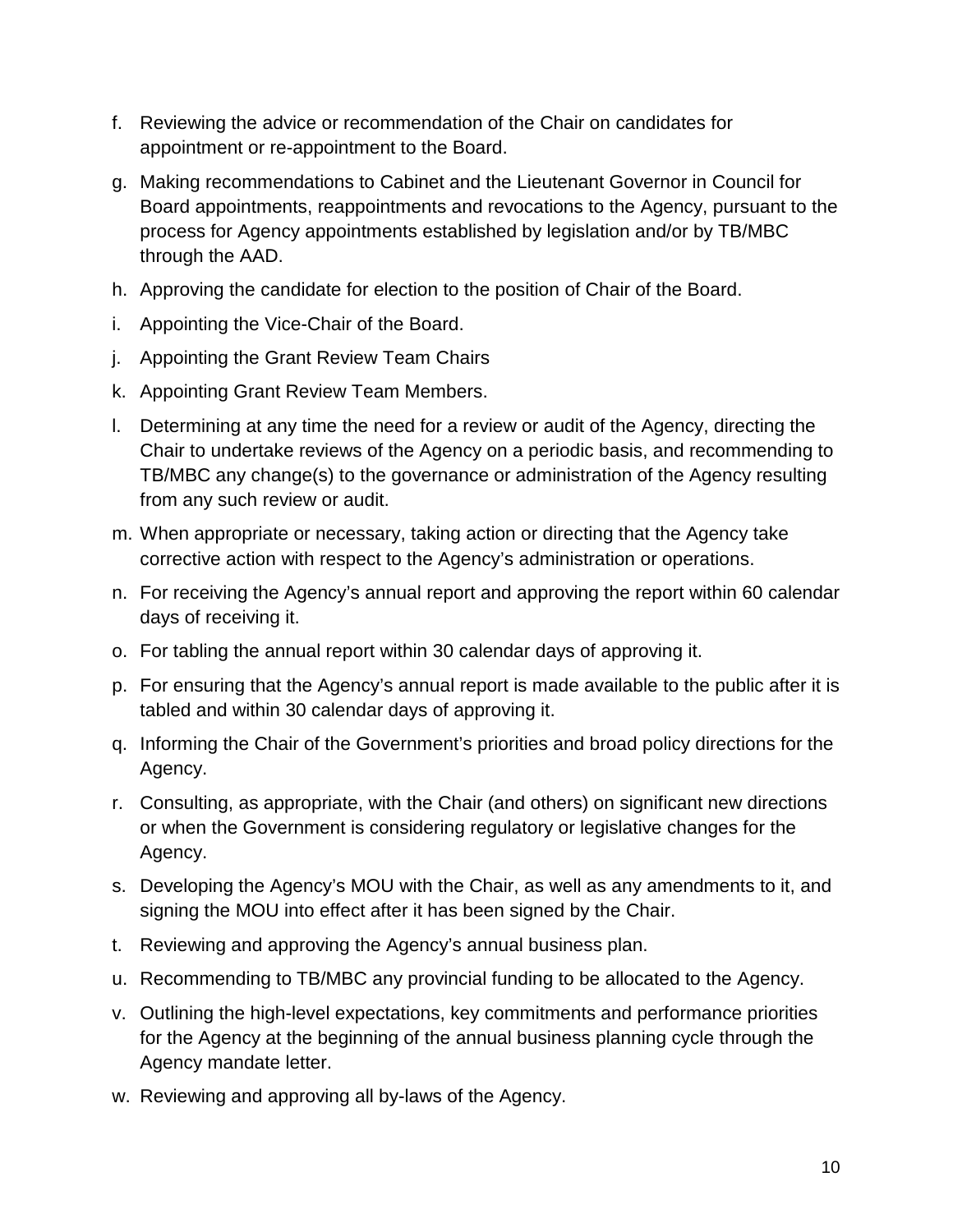f. Reviewing the advice or recommendation of the Chair on candidates for appointment or re-appointment to the Board.

g. Making recommendations to Cabinet and the Lieutenant Governor in Council for Board appointments, reappointments and revocations to the Agency, pursuant to the process for Agency appointments established by legislation and/or by TB/MBC through the AAD.

h. Approving the candidate for election to the position of Chair of the Board.

i. Appointing the Vice-Chair of the Board.

j. Appointing the Grant Review Team Chairs

k. Appointing Grant Review Team Members.

l. Determining at any time the need for a review or audit of the Agency, directing the Chair to undertake reviews of the Agency on a periodic basis, and recommending to TB/MBC any change(s) to the governance or administration of the Agency resulting from any such review or audit.

m. When appropriate or necessary, taking action or directing that the Agency take corrective action with respect to the Agency's administration or operations.

n. For receiving the Agency's annual report and approving the report within 60 calendar days of receiving it.

o. For tabling the annual report within 30 calendar days of approving it.

p. For ensuring that the Agency's annual report is made available to the public after it is tabled and within 30 calendar days of approving it.

q. Informing the Chair of the Government's priorities and broad policy directions for the Agency.

r. Consulting, as appropriate, with the Chair (and others) on significant new directions or when the Government is considering regulatory or legislative changes for the Agency.

s. Developing the Agency's MOU with the Chair, as well as any amendments to it, and signing the MOU into effect after it has been signed by the Chair.

t. Reviewing and approving the Agency's annual business plan.

u. Recommending to TB/MBC any provincial funding to be allocated to the Agency.

v. Outlining the high-level expectations, key commitments and performance priorities for the Agency at the beginning of the annual business planning cycle through the Agency mandate letter.

w. Reviewing and approving all by-laws of the Agency.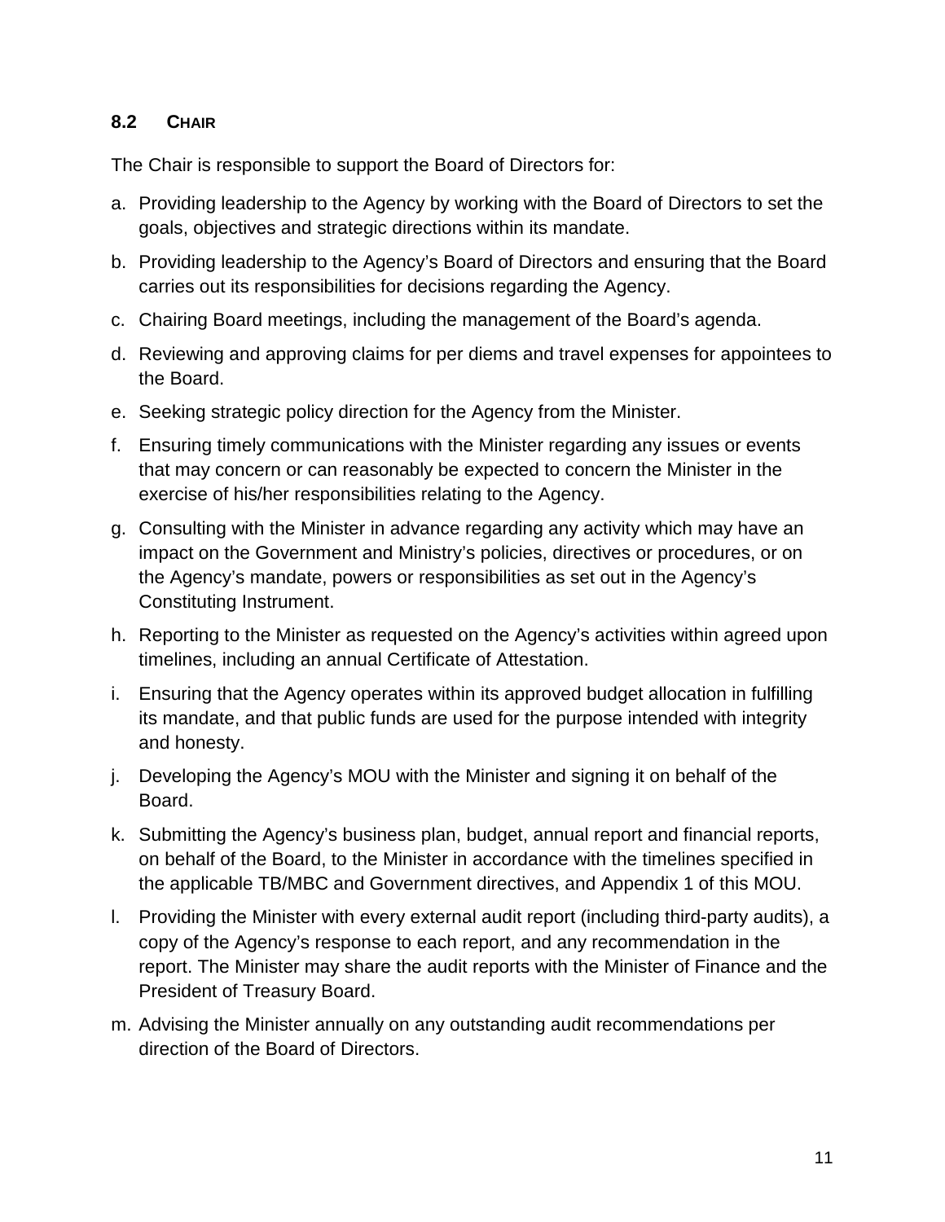### 8.2 CHAIR

The Chair is responsible to support the Board of Directors for:

a. Providing leadership to the Agency by working with the Board of Directors to set the goals, objectives and strategic directions within its mandate.
b. Providing leadership to the Agency's Board of Directors and ensuring that the Board carries out its responsibilities for decisions regarding the Agency.
c. Chairing Board meetings, including the management of the Board's agenda.
d. Reviewing and approving claims for per diems and travel expenses for appointees to the Board.
e. Seeking strategic policy direction for the Agency from the Minister.
f. Ensuring timely communications with the Minister regarding any issues or events that may concern or can reasonably be expected to concern the Minister in the exercise of his/her responsibilities relating to the Agency.
g. Consulting with the Minister in advance regarding any activity which may have an impact on the Government and Ministry's policies, directives or procedures, or on the Agency's mandate, powers or responsibilities as set out in the Agency's Constituting Instrument.
h. Reporting to the Minister as requested on the Agency's activities within agreed upon timelines, including an annual Certificate of Attestation.
i. Ensuring that the Agency operates within its approved budget allocation in fulfilling its mandate, and that public funds are used for the purpose intended with integrity and honesty.
j. Developing the Agency's MOU with the Minister and signing it on behalf of the Board.
k. Submitting the Agency's business plan, budget, annual report and financial reports, on behalf of the Board, to the Minister in accordance with the timelines specified in the applicable TB/MBC and Government directives, and Appendix 1 of this MOU.
l. Providing the Minister with every external audit report (including third-party audits), a copy of the Agency's response to each report, and any recommendation in the report. The Minister may share the audit reports with the Minister of Finance and the President of Treasury Board.
m. Advising the Minister annually on any outstanding audit recommendations per direction of the Board of Directors.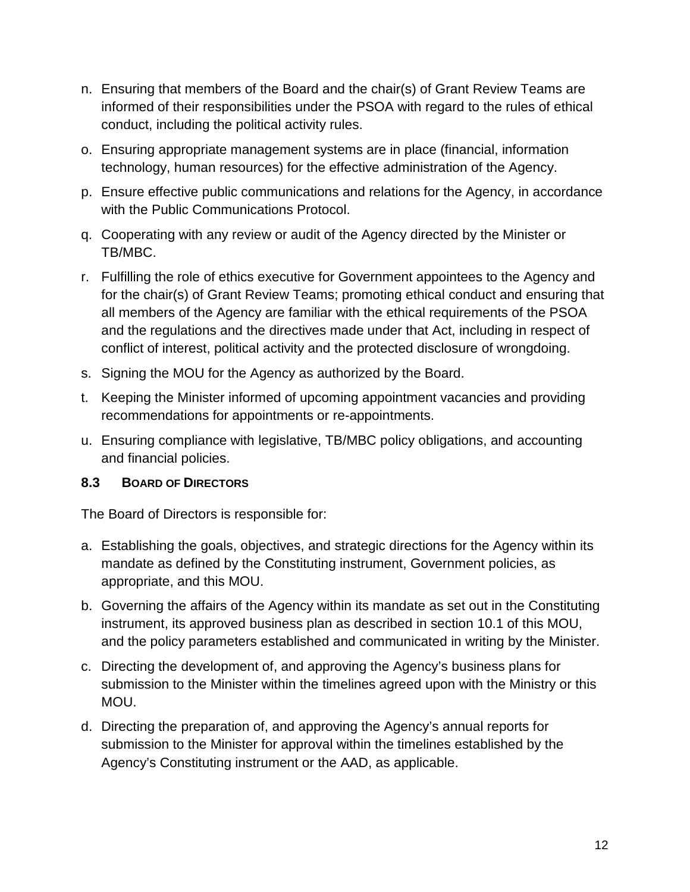n. Ensuring that members of the Board and the chair(s) of Grant Review Teams are informed of their responsibilities under the PSOA with regard to the rules of ethical conduct, including the political activity rules.

o. Ensuring appropriate management systems are in place (financial, information technology, human resources) for the effective administration of the Agency.

p. Ensure effective public communications and relations for the Agency, in accordance with the Public Communications Protocol.

q. Cooperating with any review or audit of the Agency directed by the Minister or TB/MBC.

r. Fulfilling the role of ethics executive for Government appointees to the Agency and for the chair(s) of Grant Review Teams; promoting ethical conduct and ensuring that all members of the Agency are familiar with the ethical requirements of the PSOA and the regulations and the directives made under that Act, including in respect of conflict of interest, political activity and the protected disclosure of wrongdoing.

s. Signing the MOU for the Agency as authorized by the Board.

t. Keeping the Minister informed of upcoming appointment vacancies and providing recommendations for appointments or re-appointments.

u. Ensuring compliance with legislative, TB/MBC policy obligations, and accounting and financial policies.

### 8.3 Board of Directors

The Board of Directors is responsible for:

a. Establishing the goals, objectives, and strategic directions for the Agency within its mandate as defined by the Constituting instrument, Government policies, as appropriate, and this MOU.

b. Governing the affairs of the Agency within its mandate as set out in the Constituting instrument, its approved business plan as described in section 10.1 of this MOU, and the policy parameters established and communicated in writing by the Minister.

c. Directing the development of, and approving the Agency's business plans for submission to the Minister within the timelines agreed upon with the Ministry or this MOU.

d. Directing the preparation of, and approving the Agency's annual reports for submission to the Minister for approval within the timelines established by the Agency's Constituting instrument or the AAD, as applicable.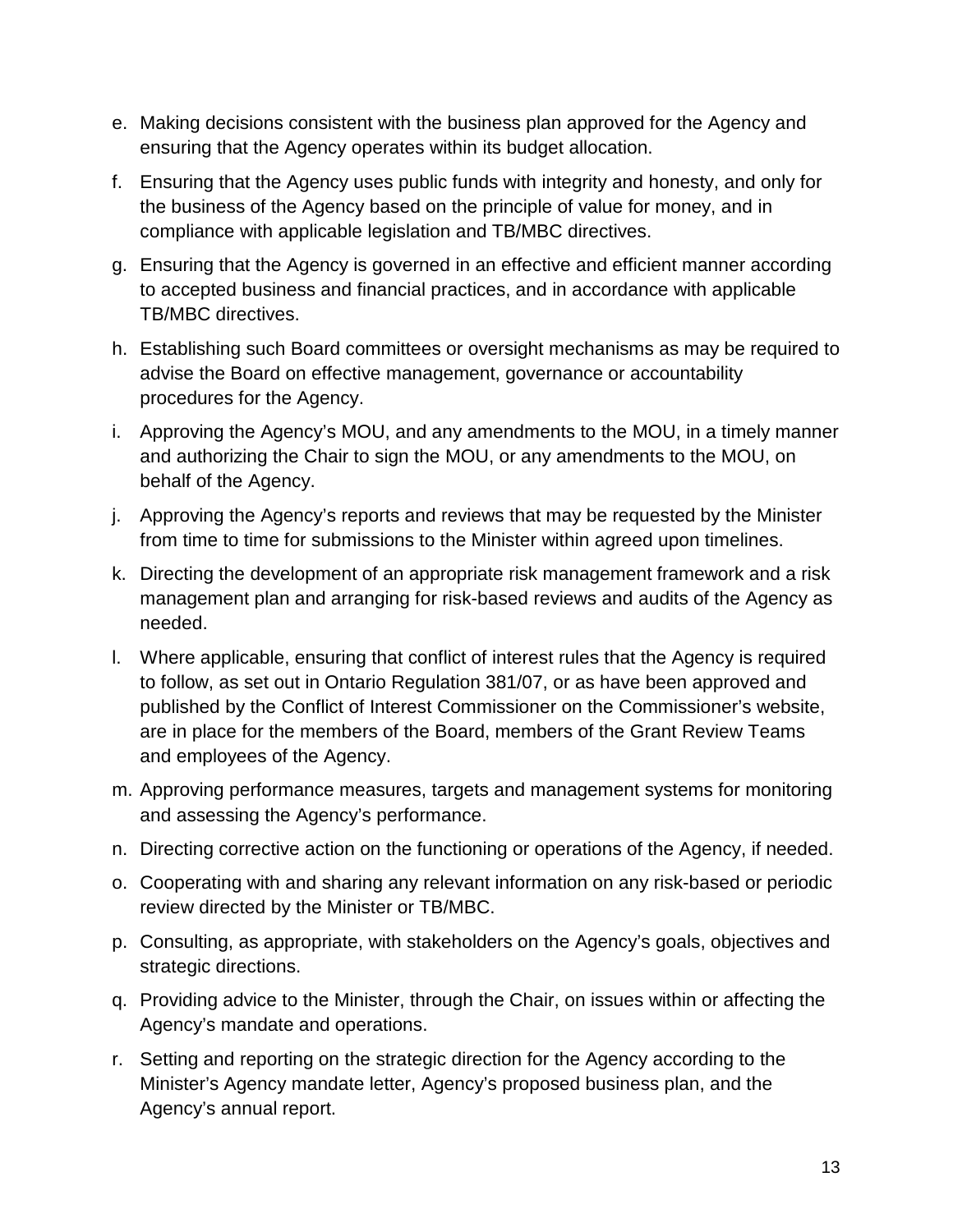e. Making decisions consistent with the business plan approved for the Agency and ensuring that the Agency operates within its budget allocation.
f. Ensuring that the Agency uses public funds with integrity and honesty, and only for the business of the Agency based on the principle of value for money, and in compliance with applicable legislation and TB/MBC directives.
g. Ensuring that the Agency is governed in an effective and efficient manner according to accepted business and financial practices, and in accordance with applicable TB/MBC directives.
h. Establishing such Board committees or oversight mechanisms as may be required to advise the Board on effective management, governance or accountability procedures for the Agency.
i. Approving the Agency's MOU, and any amendments to the MOU, in a timely manner and authorizing the Chair to sign the MOU, or any amendments to the MOU, on behalf of the Agency.
j. Approving the Agency's reports and reviews that may be requested by the Minister from time to time for submissions to the Minister within agreed upon timelines.
k. Directing the development of an appropriate risk management framework and a risk management plan and arranging for risk-based reviews and audits of the Agency as needed.
l. Where applicable, ensuring that conflict of interest rules that the Agency is required to follow, as set out in Ontario Regulation 381/07, or as have been approved and published by the Conflict of Interest Commissioner on the Commissioner's website, are in place for the members of the Board, members of the Grant Review Teams and employees of the Agency.
m. Approving performance measures, targets and management systems for monitoring and assessing the Agency's performance.
n. Directing corrective action on the functioning or operations of the Agency, if needed.
o. Cooperating with and sharing any relevant information on any risk-based or periodic review directed by the Minister or TB/MBC.
p. Consulting, as appropriate, with stakeholders on the Agency's goals, objectives and strategic directions.
q. Providing advice to the Minister, through the Chair, on issues within or affecting the Agency's mandate and operations.
r. Setting and reporting on the strategic direction for the Agency according to the Minister's Agency mandate letter, Agency's proposed business plan, and the Agency's annual report.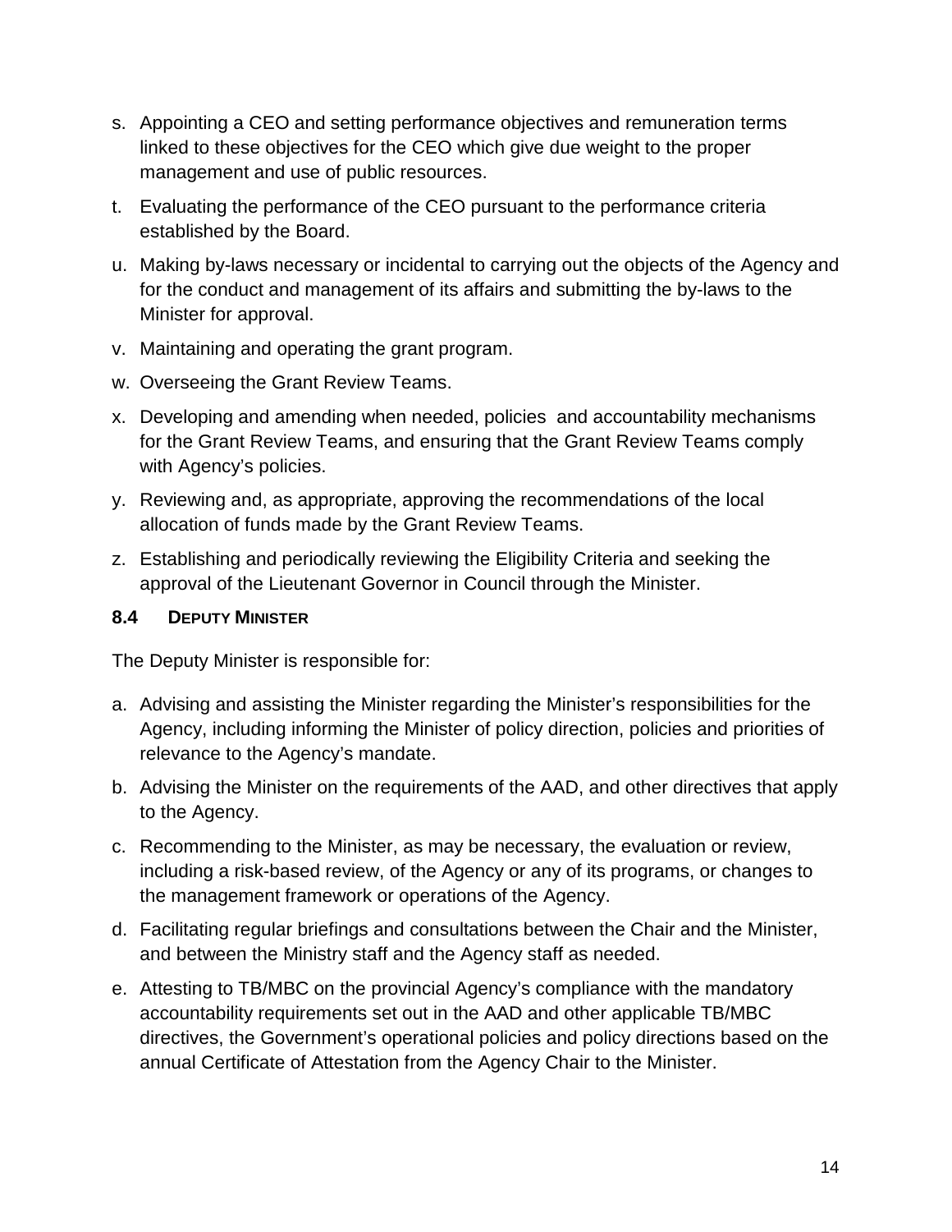s. Appointing a CEO and setting performance objectives and remuneration terms linked to these objectives for the CEO which give due weight to the proper management and use of public resources.

t. Evaluating the performance of the CEO pursuant to the performance criteria established by the Board.

u. Making by-laws necessary or incidental to carrying out the objects of the Agency and for the conduct and management of its affairs and submitting the by-laws to the Minister for approval.

v. Maintaining and operating the grant program.

w. Overseeing the Grant Review Teams.

x. Developing and amending when needed, policies and accountability mechanisms for the Grant Review Teams, and ensuring that the Grant Review Teams comply with Agency's policies.

y. Reviewing and, as appropriate, approving the recommendations of the local allocation of funds made by the Grant Review Teams.

z. Establishing and periodically reviewing the Eligibility Criteria and seeking the approval of the Lieutenant Governor in Council through the Minister.

### 8.4 DEPUTY MINISTER

The Deputy Minister is responsible for:

a. Advising and assisting the Minister regarding the Minister's responsibilities for the Agency, including informing the Minister of policy direction, policies and priorities of relevance to the Agency's mandate.

b. Advising the Minister on the requirements of the AAD, and other directives that apply to the Agency.

c. Recommending to the Minister, as may be necessary, the evaluation or review, including a risk-based review, of the Agency or any of its programs, or changes to the management framework or operations of the Agency.

d. Facilitating regular briefings and consultations between the Chair and the Minister, and between the Ministry staff and the Agency staff as needed.

e. Attesting to TB/MBC on the provincial Agency's compliance with the mandatory accountability requirements set out in the AAD and other applicable TB/MBC directives, the Government's operational policies and policy directions based on the annual Certificate of Attestation from the Agency Chair to the Minister.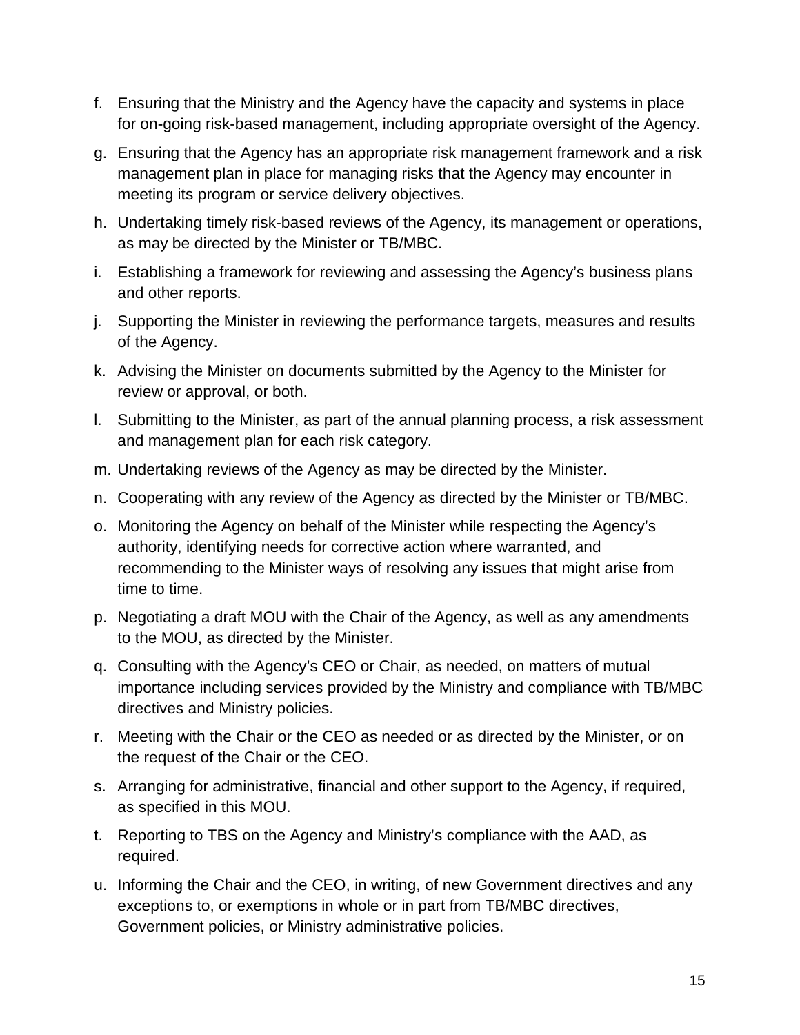f. Ensuring that the Ministry and the Agency have the capacity and systems in place for on-going risk-based management, including appropriate oversight of the Agency.

g. Ensuring that the Agency has an appropriate risk management framework and a risk management plan in place for managing risks that the Agency may encounter in meeting its program or service delivery objectives.

h. Undertaking timely risk-based reviews of the Agency, its management or operations, as may be directed by the Minister or TB/MBC.

i. Establishing a framework for reviewing and assessing the Agency's business plans and other reports.

j. Supporting the Minister in reviewing the performance targets, measures and results of the Agency.

k. Advising the Minister on documents submitted by the Agency to the Minister for review or approval, or both.

l. Submitting to the Minister, as part of the annual planning process, a risk assessment and management plan for each risk category.

m. Undertaking reviews of the Agency as may be directed by the Minister.

n. Cooperating with any review of the Agency as directed by the Minister or TB/MBC.

o. Monitoring the Agency on behalf of the Minister while respecting the Agency's authority, identifying needs for corrective action where warranted, and recommending to the Minister ways of resolving any issues that might arise from time to time.

p. Negotiating a draft MOU with the Chair of the Agency, as well as any amendments to the MOU, as directed by the Minister.

q. Consulting with the Agency's CEO or Chair, as needed, on matters of mutual importance including services provided by the Ministry and compliance with TB/MBC directives and Ministry policies.

r. Meeting with the Chair or the CEO as needed or as directed by the Minister, or on the request of the Chair or the CEO.

s. Arranging for administrative, financial and other support to the Agency, if required, as specified in this MOU.

t. Reporting to TBS on the Agency and Ministry's compliance with the AAD, as required.

u. Informing the Chair and the CEO, in writing, of new Government directives and any exceptions to, or exemptions in whole or in part from TB/MBC directives, Government policies, or Ministry administrative policies.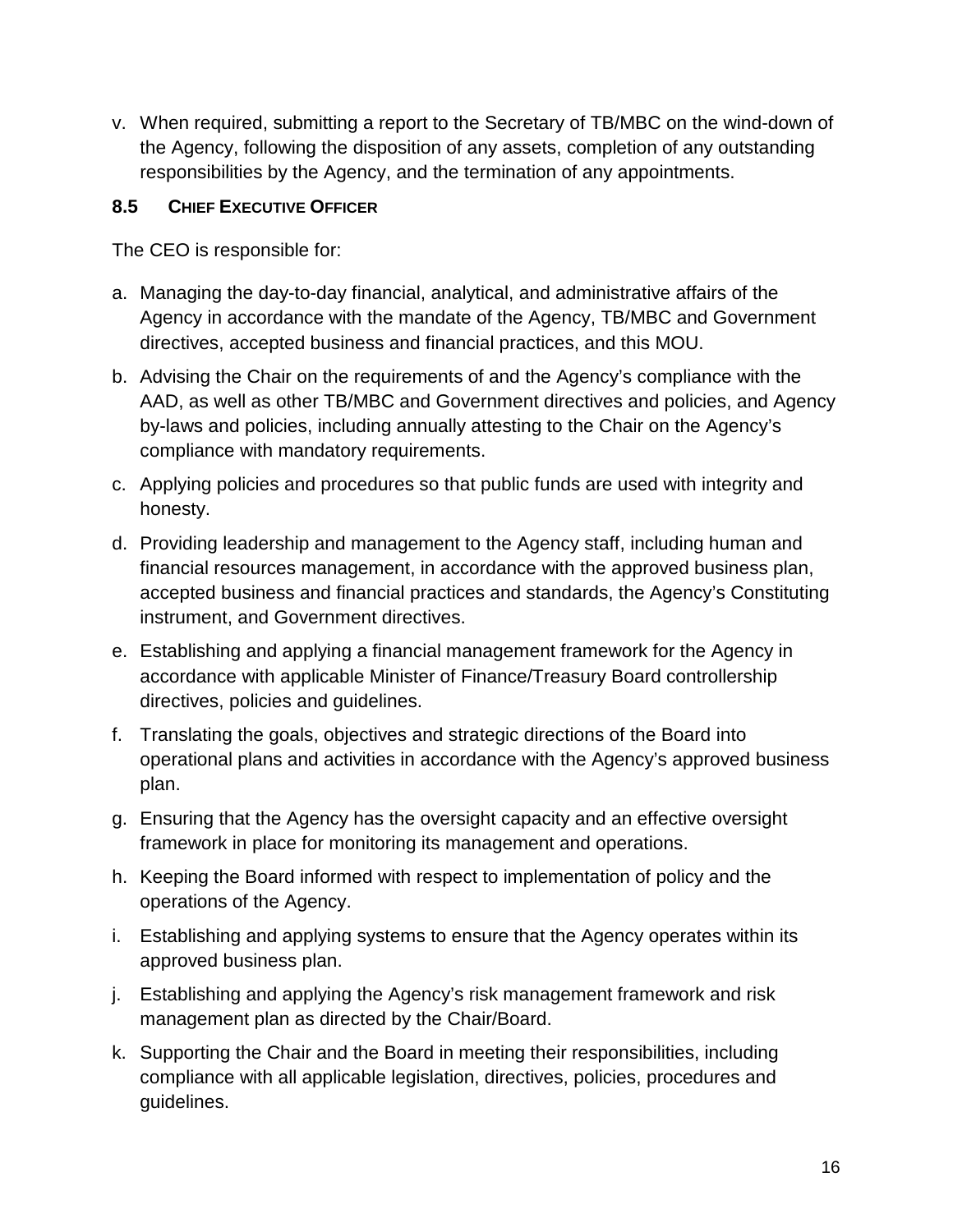v. When required, submitting a report to the Secretary of TB/MBC on the wind-down of the Agency, following the disposition of any assets, completion of any outstanding responsibilities by the Agency, and the termination of any appointments.

### 8.5 Chief Executive Officer

The CEO is responsible for:

a. Managing the day-to-day financial, analytical, and administrative affairs of the Agency in accordance with the mandate of the Agency, TB/MBC and Government directives, accepted business and financial practices, and this MOU.

b. Advising the Chair on the requirements of and the Agency's compliance with the AAD, as well as other TB/MBC and Government directives and policies, and Agency by-laws and policies, including annually attesting to the Chair on the Agency's compliance with mandatory requirements.

c. Applying policies and procedures so that public funds are used with integrity and honesty.

d. Providing leadership and management to the Agency staff, including human and financial resources management, in accordance with the approved business plan, accepted business and financial practices and standards, the Agency's Constituting instrument, and Government directives.

e. Establishing and applying a financial management framework for the Agency in accordance with applicable Minister of Finance/Treasury Board controllership directives, policies and guidelines.

f. Translating the goals, objectives and strategic directions of the Board into operational plans and activities in accordance with the Agency's approved business plan.

g. Ensuring that the Agency has the oversight capacity and an effective oversight framework in place for monitoring its management and operations.

h. Keeping the Board informed with respect to implementation of policy and the operations of the Agency.

i. Establishing and applying systems to ensure that the Agency operates within its approved business plan.

j. Establishing and applying the Agency's risk management framework and risk management plan as directed by the Chair/Board.

k. Supporting the Chair and the Board in meeting their responsibilities, including compliance with all applicable legislation, directives, policies, procedures and guidelines.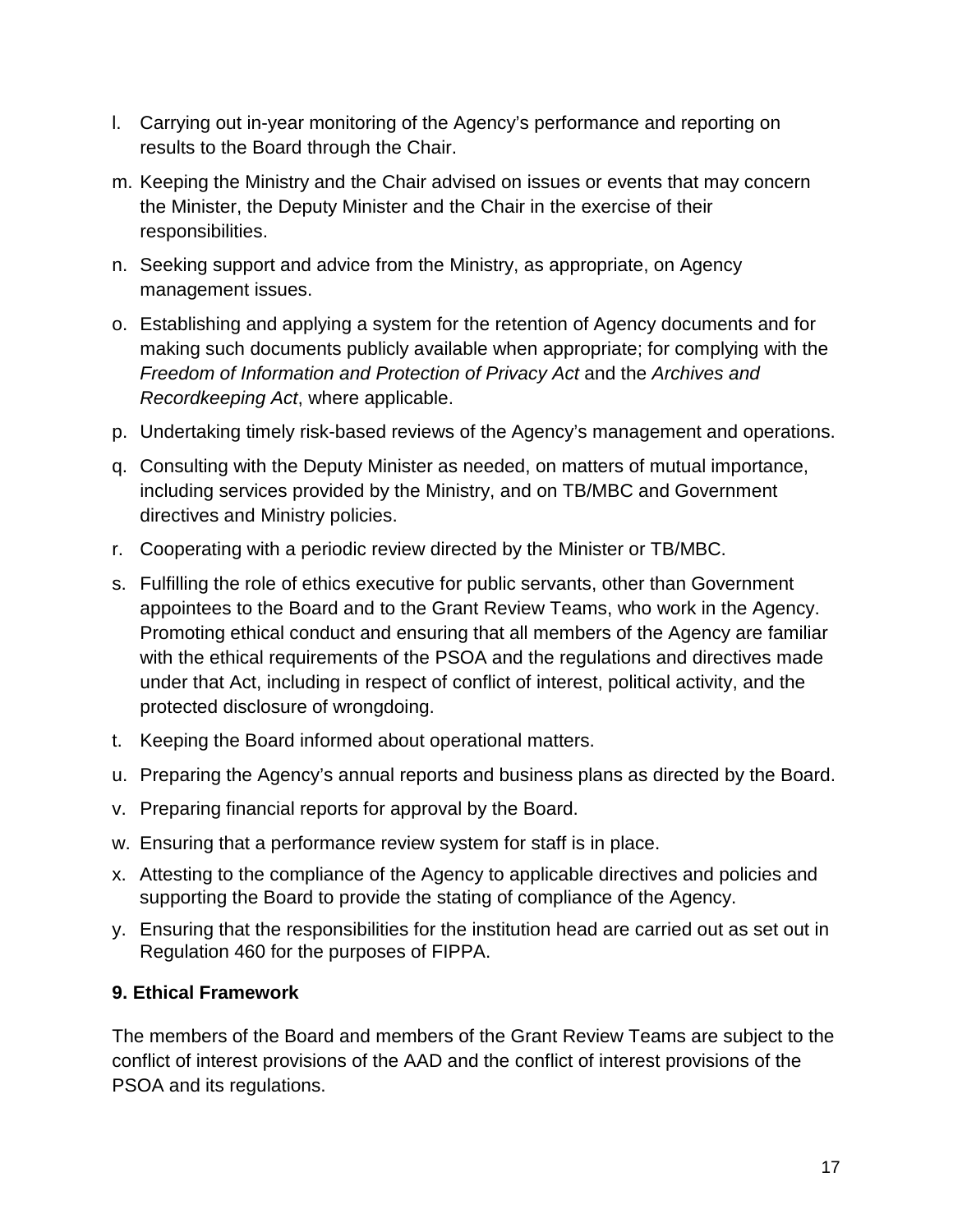l. Carrying out in-year monitoring of the Agency's performance and reporting on results to the Board through the Chair.
m. Keeping the Ministry and the Chair advised on issues or events that may concern the Minister, the Deputy Minister and the Chair in the exercise of their responsibilities.
n. Seeking support and advice from the Ministry, as appropriate, on Agency management issues.
o. Establishing and applying a system for the retention of Agency documents and for making such documents publicly available when appropriate; for complying with the *Freedom of Information and Protection of Privacy Act* and the *Archives and Recordkeeping Act*, where applicable.
p. Undertaking timely risk-based reviews of the Agency's management and operations.
q. Consulting with the Deputy Minister as needed, on matters of mutual importance, including services provided by the Ministry, and on TB/MBC and Government directives and Ministry policies.
r. Cooperating with a periodic review directed by the Minister or TB/MBC.
s. Fulfilling the role of ethics executive for public servants, other than Government appointees to the Board and to the Grant Review Teams, who work in the Agency. Promoting ethical conduct and ensuring that all members of the Agency are familiar with the ethical requirements of the PSOA and the regulations and directives made under that Act, including in respect of conflict of interest, political activity, and the protected disclosure of wrongdoing.
t. Keeping the Board informed about operational matters.
u. Preparing the Agency's annual reports and business plans as directed by the Board.
v. Preparing financial reports for approval by the Board.
w. Ensuring that a performance review system for staff is in place.
x. Attesting to the compliance of the Agency to applicable directives and policies and supporting the Board to provide the stating of compliance of the Agency.
y. Ensuring that the responsibilities for the institution head are carried out as set out in Regulation 460 for the purposes of FIPPA.

**9. Ethical Framework**

The members of the Board and members of the Grant Review Teams are subject to the conflict of interest provisions of the AAD and the conflict of interest provisions of the PSOA and its regulations.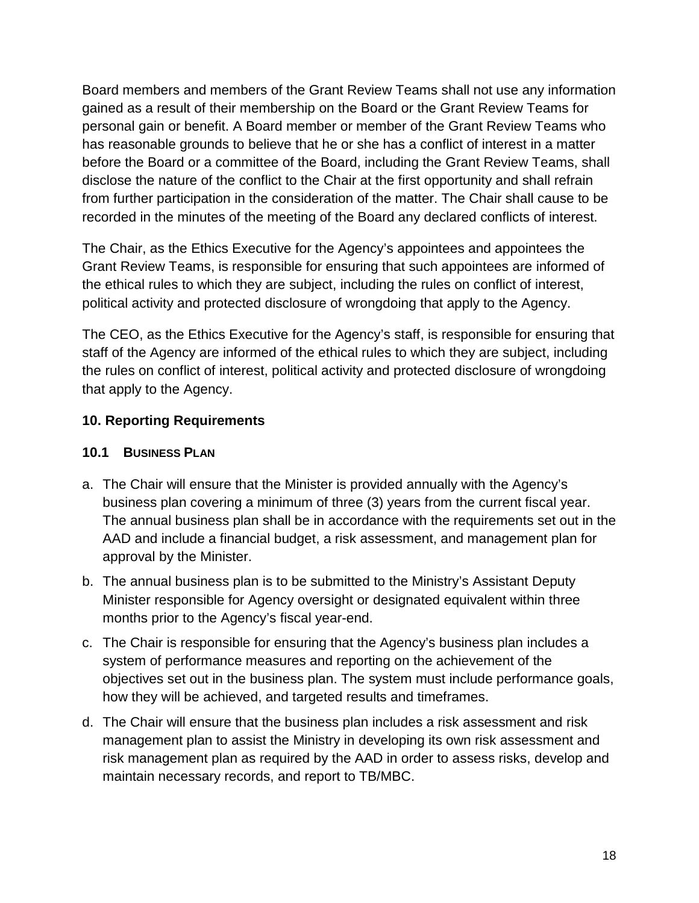Board members and members of the Grant Review Teams shall not use any information gained as a result of their membership on the Board or the Grant Review Teams for personal gain or benefit. A Board member or member of the Grant Review Teams who has reasonable grounds to believe that he or she has a conflict of interest in a matter before the Board or a committee of the Board, including the Grant Review Teams, shall disclose the nature of the conflict to the Chair at the first opportunity and shall refrain from further participation in the consideration of the matter. The Chair shall cause to be recorded in the minutes of the meeting of the Board any declared conflicts of interest.

The Chair, as the Ethics Executive for the Agency's appointees and appointees the Grant Review Teams, is responsible for ensuring that such appointees are informed of the ethical rules to which they are subject, including the rules on conflict of interest, political activity and protected disclosure of wrongdoing that apply to the Agency.

The CEO, as the Ethics Executive for the Agency's staff, is responsible for ensuring that staff of the Agency are informed of the ethical rules to which they are subject, including the rules on conflict of interest, political activity and protected disclosure of wrongdoing that apply to the Agency.

## 10. Reporting Requirements

### 10.1 Business Plan

a. The Chair will ensure that the Minister is provided annually with the Agency's business plan covering a minimum of three (3) years from the current fiscal year. The annual business plan shall be in accordance with the requirements set out in the AAD and include a financial budget, a risk assessment, and management plan for approval by the Minister.

b. The annual business plan is to be submitted to the Ministry's Assistant Deputy Minister responsible for Agency oversight or designated equivalent within three months prior to the Agency's fiscal year-end.

c. The Chair is responsible for ensuring that the Agency's business plan includes a system of performance measures and reporting on the achievement of the objectives set out in the business plan. The system must include performance goals, how they will be achieved, and targeted results and timeframes.

d. The Chair will ensure that the business plan includes a risk assessment and risk management plan to assist the Ministry in developing its own risk assessment and risk management plan as required by the AAD in order to assess risks, develop and maintain necessary records, and report to TB/MBC.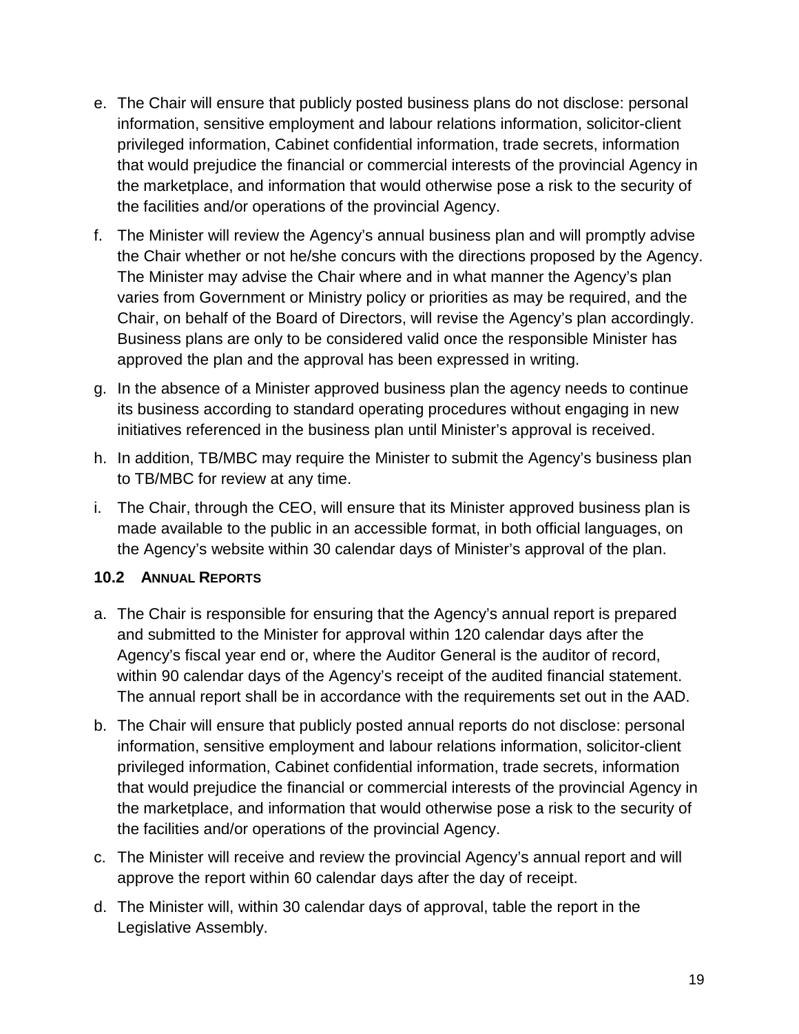e. The Chair will ensure that publicly posted business plans do not disclose: personal information, sensitive employment and labour relations information, solicitor-client privileged information, Cabinet confidential information, trade secrets, information that would prejudice the financial or commercial interests of the provincial Agency in the marketplace, and information that would otherwise pose a risk to the security of the facilities and/or operations of the provincial Agency.

f. The Minister will review the Agency's annual business plan and will promptly advise the Chair whether or not he/she concurs with the directions proposed by the Agency. The Minister may advise the Chair where and in what manner the Agency's plan varies from Government or Ministry policy or priorities as may be required, and the Chair, on behalf of the Board of Directors, will revise the Agency's plan accordingly. Business plans are only to be considered valid once the responsible Minister has approved the plan and the approval has been expressed in writing.

g. In the absence of a Minister approved business plan the agency needs to continue its business according to standard operating procedures without engaging in new initiatives referenced in the business plan until Minister's approval is received.

h. In addition, TB/MBC may require the Minister to submit the Agency's business plan to TB/MBC for review at any time.

i. The Chair, through the CEO, will ensure that its Minister approved business plan is made available to the public in an accessible format, in both official languages, on the Agency's website within 30 calendar days of Minister's approval of the plan.

### 10.2 Annual Reports

a. The Chair is responsible for ensuring that the Agency's annual report is prepared and submitted to the Minister for approval within 120 calendar days after the Agency's fiscal year end or, where the Auditor General is the auditor of record, within 90 calendar days of the Agency's receipt of the audited financial statement. The annual report shall be in accordance with the requirements set out in the AAD.

b. The Chair will ensure that publicly posted annual reports do not disclose: personal information, sensitive employment and labour relations information, solicitor-client privileged information, Cabinet confidential information, trade secrets, information that would prejudice the financial or commercial interests of the provincial Agency in the marketplace, and information that would otherwise pose a risk to the security of the facilities and/or operations of the provincial Agency.

c. The Minister will receive and review the provincial Agency's annual report and will approve the report within 60 calendar days after the day of receipt.

d. The Minister will, within 30 calendar days of approval, table the report in the Legislative Assembly.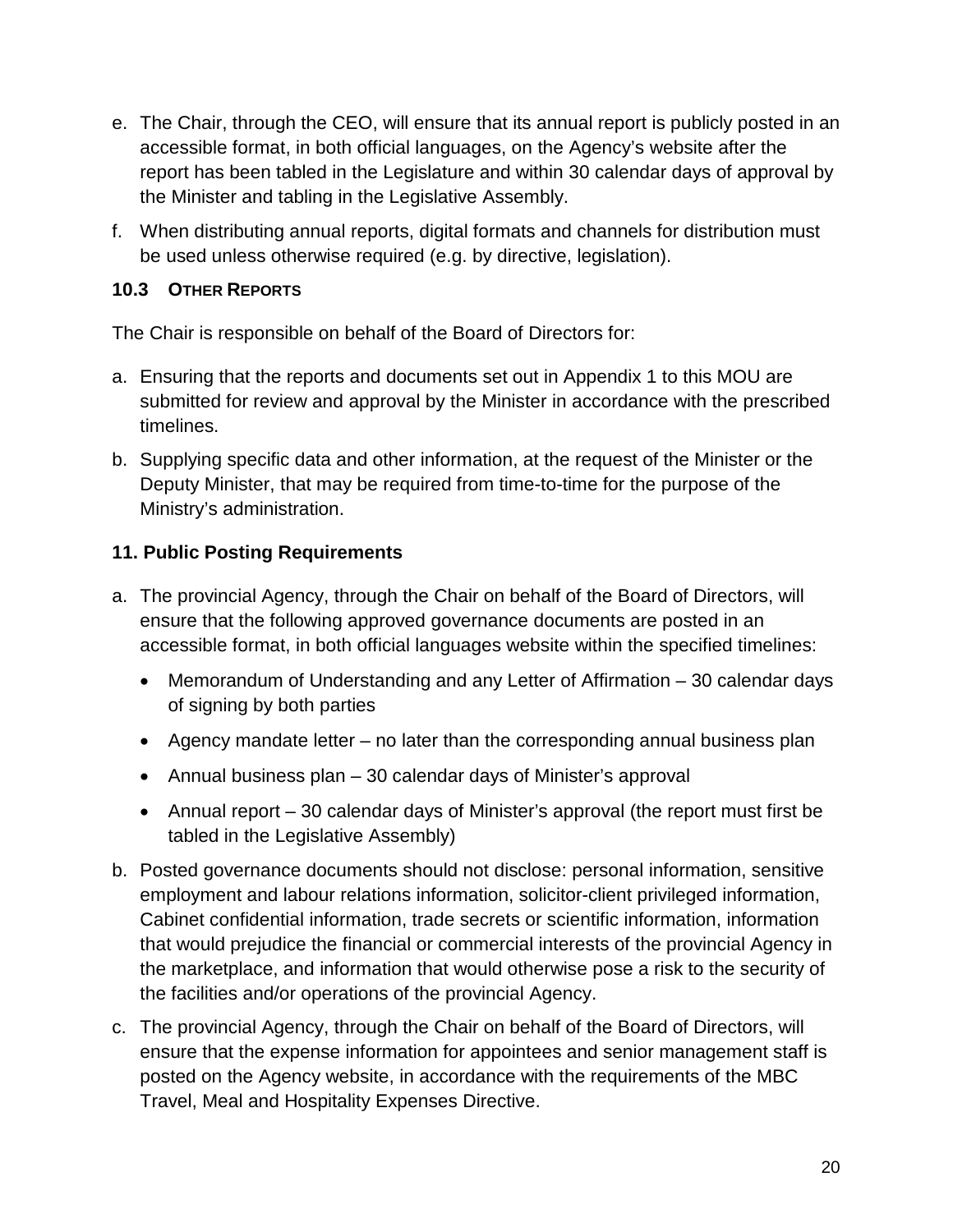e. The Chair, through the CEO, will ensure that its annual report is publicly posted in an accessible format, in both official languages, on the Agency's website after the report has been tabled in the Legislature and within 30 calendar days of approval by the Minister and tabling in the Legislative Assembly.

f. When distributing annual reports, digital formats and channels for distribution must be used unless otherwise required (e.g. by directive, legislation).

### 10.3 OTHER REPORTS

The Chair is responsible on behalf of the Board of Directors for:

a. Ensuring that the reports and documents set out in Appendix 1 to this MOU are submitted for review and approval by the Minister in accordance with the prescribed timelines.

b. Supplying specific data and other information, at the request of the Minister or the Deputy Minister, that may be required from time-to-time for the purpose of the Ministry's administration.

## 11. Public Posting Requirements

a. The provincial Agency, through the Chair on behalf of the Board of Directors, will ensure that the following approved governance documents are posted in an accessible format, in both official languages website within the specified timelines:

   - Memorandum of Understanding and any Letter of Affirmation – 30 calendar days of signing by both parties
   - Agency mandate letter – no later than the corresponding annual business plan
   - Annual business plan – 30 calendar days of Minister's approval
   - Annual report – 30 calendar days of Minister's approval (the report must first be tabled in the Legislative Assembly)

b. Posted governance documents should not disclose: personal information, sensitive employment and labour relations information, solicitor-client privileged information, Cabinet confidential information, trade secrets or scientific information, information that would prejudice the financial or commercial interests of the provincial Agency in the marketplace, and information that would otherwise pose a risk to the security of the facilities and/or operations of the provincial Agency.

c. The provincial Agency, through the Chair on behalf of the Board of Directors, will ensure that the expense information for appointees and senior management staff is posted on the Agency website, in accordance with the requirements of the MBC Travel, Meal and Hospitality Expenses Directive.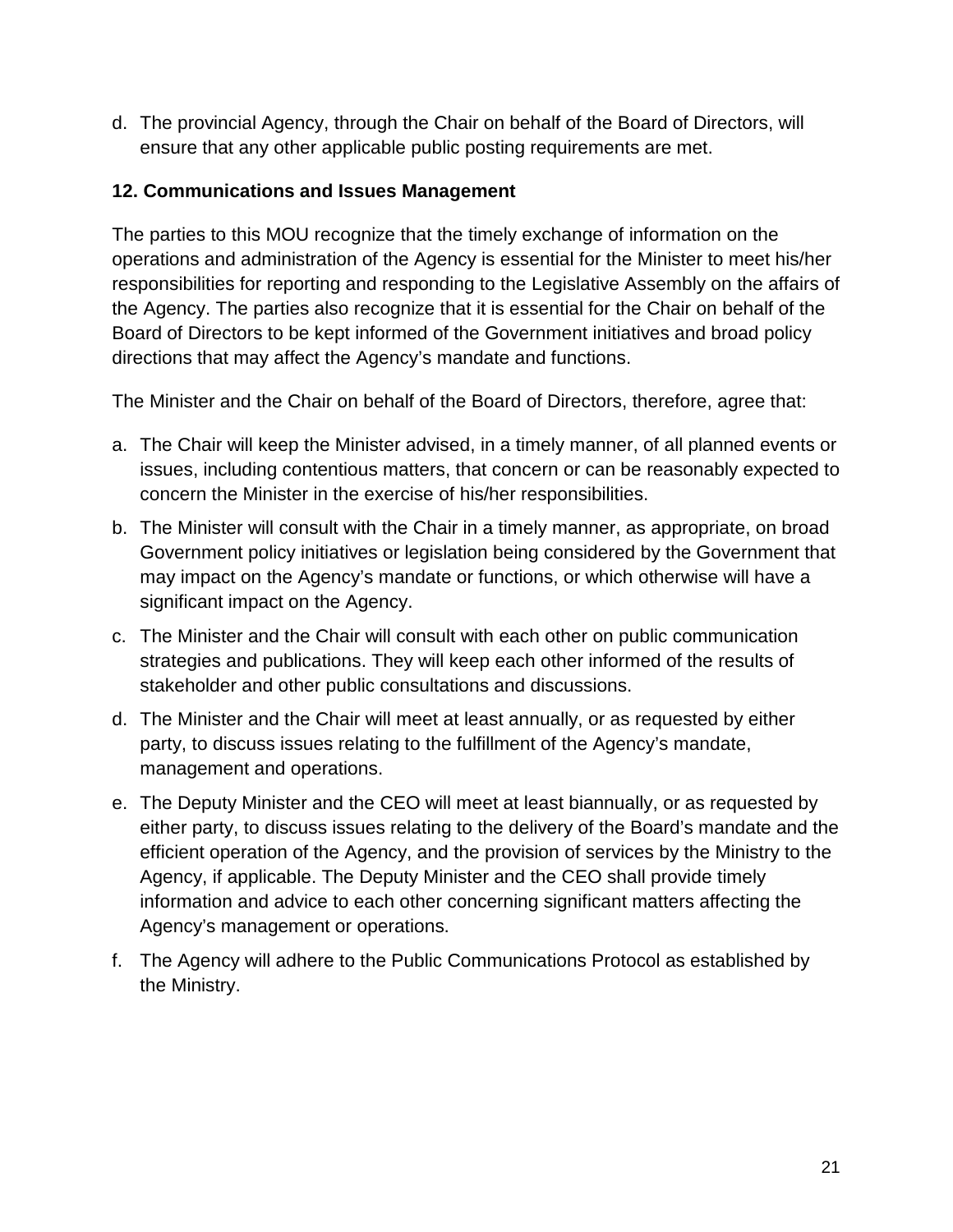d. The provincial Agency, through the Chair on behalf of the Board of Directors, will ensure that any other applicable public posting requirements are met.

### 12. Communications and Issues Management

The parties to this MOU recognize that the timely exchange of information on the operations and administration of the Agency is essential for the Minister to meet his/her responsibilities for reporting and responding to the Legislative Assembly on the affairs of the Agency. The parties also recognize that it is essential for the Chair on behalf of the Board of Directors to be kept informed of the Government initiatives and broad policy directions that may affect the Agency's mandate and functions.

The Minister and the Chair on behalf of the Board of Directors, therefore, agree that:

a. The Chair will keep the Minister advised, in a timely manner, of all planned events or issues, including contentious matters, that concern or can be reasonably expected to concern the Minister in the exercise of his/her responsibilities.

b. The Minister will consult with the Chair in a timely manner, as appropriate, on broad Government policy initiatives or legislation being considered by the Government that may impact on the Agency's mandate or functions, or which otherwise will have a significant impact on the Agency.

c. The Minister and the Chair will consult with each other on public communication strategies and publications. They will keep each other informed of the results of stakeholder and other public consultations and discussions.

d. The Minister and the Chair will meet at least annually, or as requested by either party, to discuss issues relating to the fulfillment of the Agency's mandate, management and operations.

e. The Deputy Minister and the CEO will meet at least biannually, or as requested by either party, to discuss issues relating to the delivery of the Board's mandate and the efficient operation of the Agency, and the provision of services by the Ministry to the Agency, if applicable. The Deputy Minister and the CEO shall provide timely information and advice to each other concerning significant matters affecting the Agency's management or operations.

f. The Agency will adhere to the Public Communications Protocol as established by the Ministry.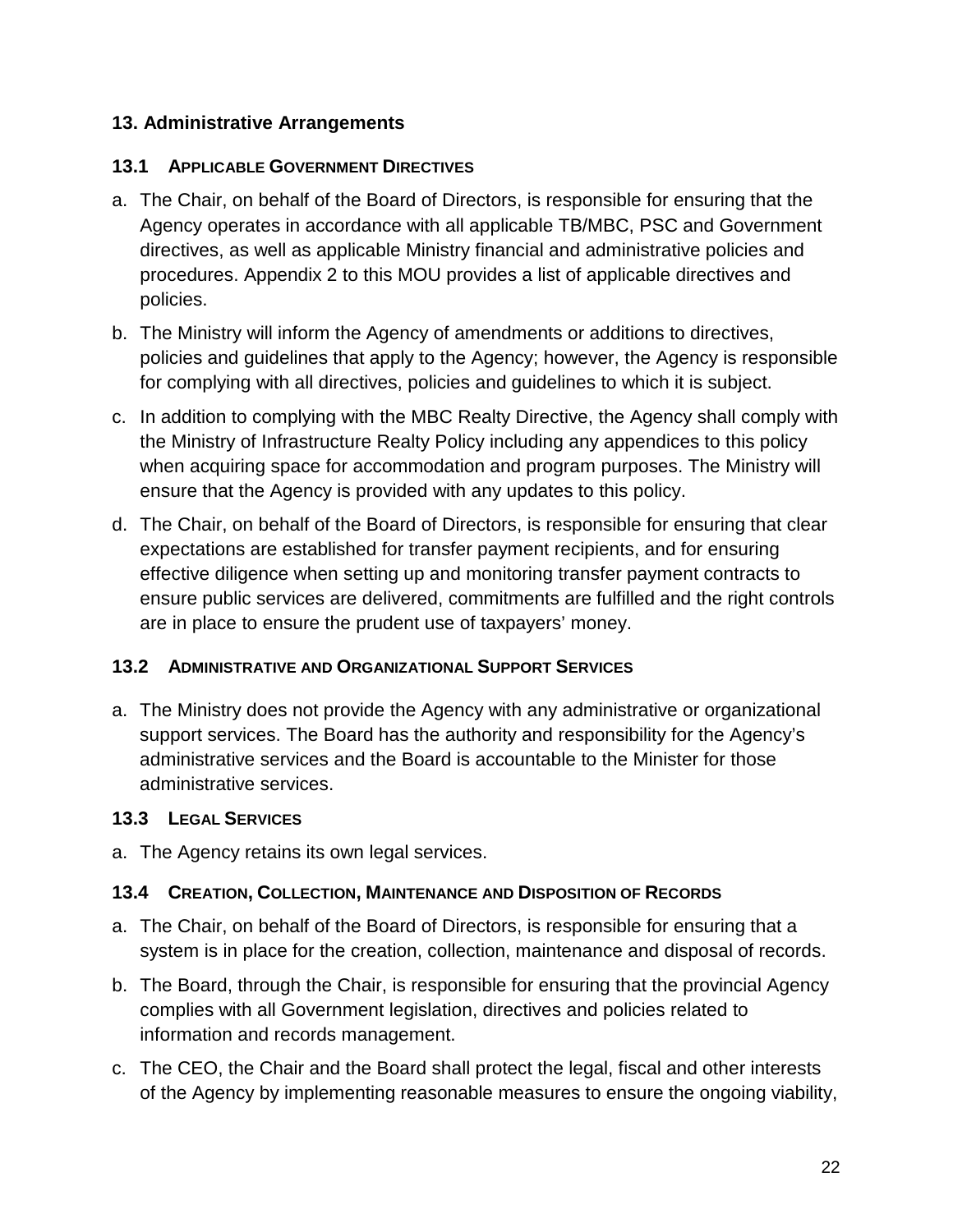## 13. Administrative Arrangements

### 13.1 Applicable Government Directives

a. The Chair, on behalf of the Board of Directors, is responsible for ensuring that the Agency operates in accordance with all applicable TB/MBC, PSC and Government directives, as well as applicable Ministry financial and administrative policies and procedures. Appendix 2 to this MOU provides a list of applicable directives and policies.

b. The Ministry will inform the Agency of amendments or additions to directives, policies and guidelines that apply to the Agency; however, the Agency is responsible for complying with all directives, policies and guidelines to which it is subject.

c. In addition to complying with the MBC Realty Directive, the Agency shall comply with the Ministry of Infrastructure Realty Policy including any appendices to this policy when acquiring space for accommodation and program purposes. The Ministry will ensure that the Agency is provided with any updates to this policy.

d. The Chair, on behalf of the Board of Directors, is responsible for ensuring that clear expectations are established for transfer payment recipients, and for ensuring effective diligence when setting up and monitoring transfer payment contracts to ensure public services are delivered, commitments are fulfilled and the right controls are in place to ensure the prudent use of taxpayers' money.

### 13.2 Administrative and Organizational Support Services

a. The Ministry does not provide the Agency with any administrative or organizational support services. The Board has the authority and responsibility for the Agency's administrative services and the Board is accountable to the Minister for those administrative services.

### 13.3 Legal Services

a. The Agency retains its own legal services.

### 13.4 Creation, Collection, Maintenance and Disposition of Records

a. The Chair, on behalf of the Board of Directors, is responsible for ensuring that a system is in place for the creation, collection, maintenance and disposal of records.

b. The Board, through the Chair, is responsible for ensuring that the provincial Agency complies with all Government legislation, directives and policies related to information and records management.

c. The CEO, the Chair and the Board shall protect the legal, fiscal and other interests of the Agency by implementing reasonable measures to ensure the ongoing viability,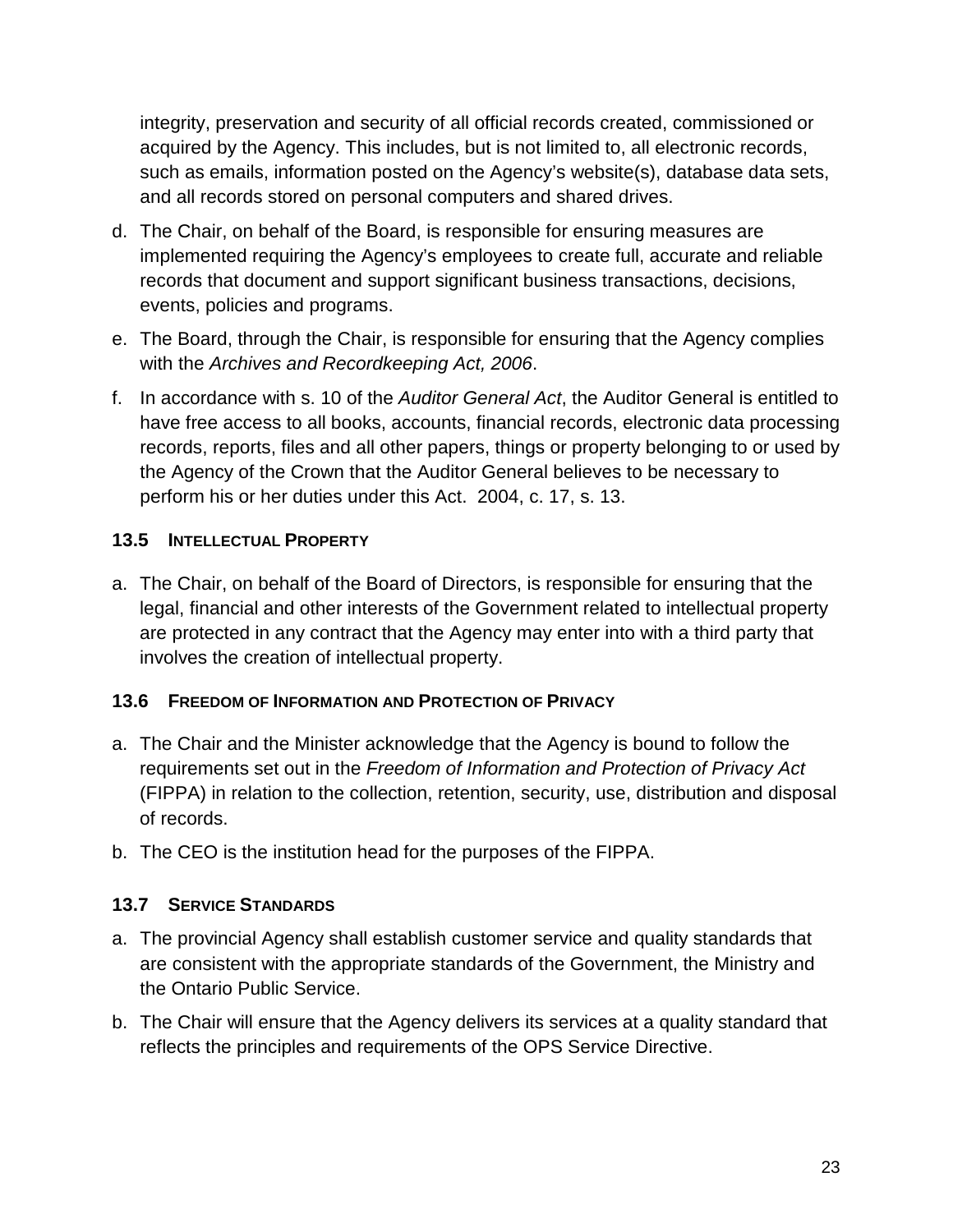integrity, preservation and security of all official records created, commissioned or acquired by the Agency. This includes, but is not limited to, all electronic records, such as emails, information posted on the Agency's website(s), database data sets, and all records stored on personal computers and shared drives.

d. The Chair, on behalf of the Board, is responsible for ensuring measures are implemented requiring the Agency's employees to create full, accurate and reliable records that document and support significant business transactions, decisions, events, policies and programs.

e. The Board, through the Chair, is responsible for ensuring that the Agency complies with the *Archives and Recordkeeping Act, 2006*.

f. In accordance with s. 10 of the *Auditor General Act*, the Auditor General is entitled to have free access to all books, accounts, financial records, electronic data processing records, reports, files and all other papers, things or property belonging to or used by the Agency of the Crown that the Auditor General believes to be necessary to perform his or her duties under this Act. 2004, c. 17, s. 13.

### 13.5 Intellectual Property

a. The Chair, on behalf of the Board of Directors, is responsible for ensuring that the legal, financial and other interests of the Government related to intellectual property are protected in any contract that the Agency may enter into with a third party that involves the creation of intellectual property.

### 13.6 Freedom of Information and Protection of Privacy

a. The Chair and the Minister acknowledge that the Agency is bound to follow the requirements set out in the *Freedom of Information and Protection of Privacy Act* (FIPPA) in relation to the collection, retention, security, use, distribution and disposal of records.

b. The CEO is the institution head for the purposes of the FIPPA.

### 13.7 Service Standards

a. The provincial Agency shall establish customer service and quality standards that are consistent with the appropriate standards of the Government, the Ministry and the Ontario Public Service.

b. The Chair will ensure that the Agency delivers its services at a quality standard that reflects the principles and requirements of the OPS Service Directive.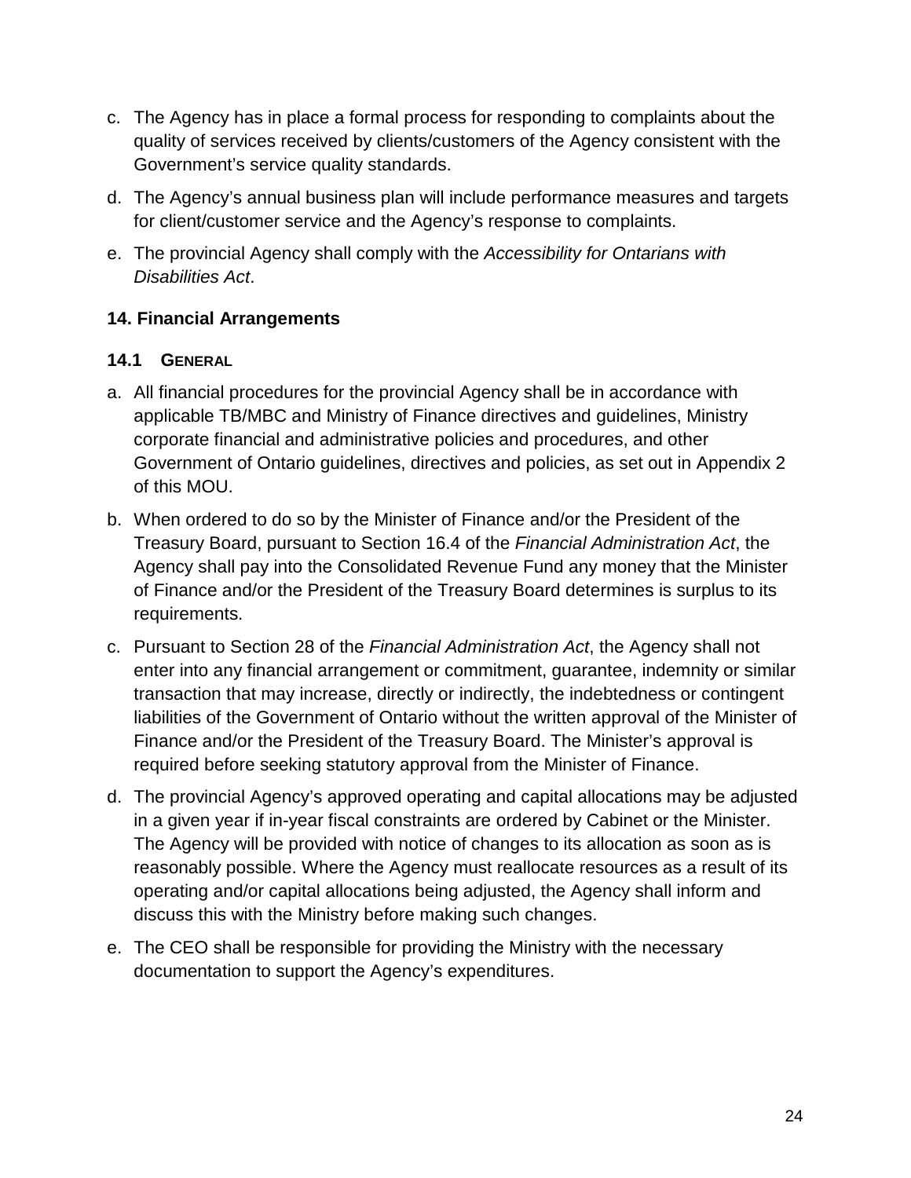c. The Agency has in place a formal process for responding to complaints about the quality of services received by clients/customers of the Agency consistent with the Government's service quality standards.

d. The Agency's annual business plan will include performance measures and targets for client/customer service and the Agency's response to complaints.

e. The provincial Agency shall comply with the *Accessibility for Ontarians with Disabilities Act*.

## 14. Financial Arrangements

### 14.1 GENERAL

a. All financial procedures for the provincial Agency shall be in accordance with applicable TB/MBC and Ministry of Finance directives and guidelines, Ministry corporate financial and administrative policies and procedures, and other Government of Ontario guidelines, directives and policies, as set out in Appendix 2 of this MOU.

b. When ordered to do so by the Minister of Finance and/or the President of the Treasury Board, pursuant to Section 16.4 of the *Financial Administration Act*, the Agency shall pay into the Consolidated Revenue Fund any money that the Minister of Finance and/or the President of the Treasury Board determines is surplus to its requirements.

c. Pursuant to Section 28 of the *Financial Administration Act*, the Agency shall not enter into any financial arrangement or commitment, guarantee, indemnity or similar transaction that may increase, directly or indirectly, the indebtedness or contingent liabilities of the Government of Ontario without the written approval of the Minister of Finance and/or the President of the Treasury Board. The Minister's approval is required before seeking statutory approval from the Minister of Finance.

d. The provincial Agency's approved operating and capital allocations may be adjusted in a given year if in-year fiscal constraints are ordered by Cabinet or the Minister. The Agency will be provided with notice of changes to its allocation as soon as is reasonably possible. Where the Agency must reallocate resources as a result of its operating and/or capital allocations being adjusted, the Agency shall inform and discuss this with the Ministry before making such changes.

e. The CEO shall be responsible for providing the Ministry with the necessary documentation to support the Agency's expenditures.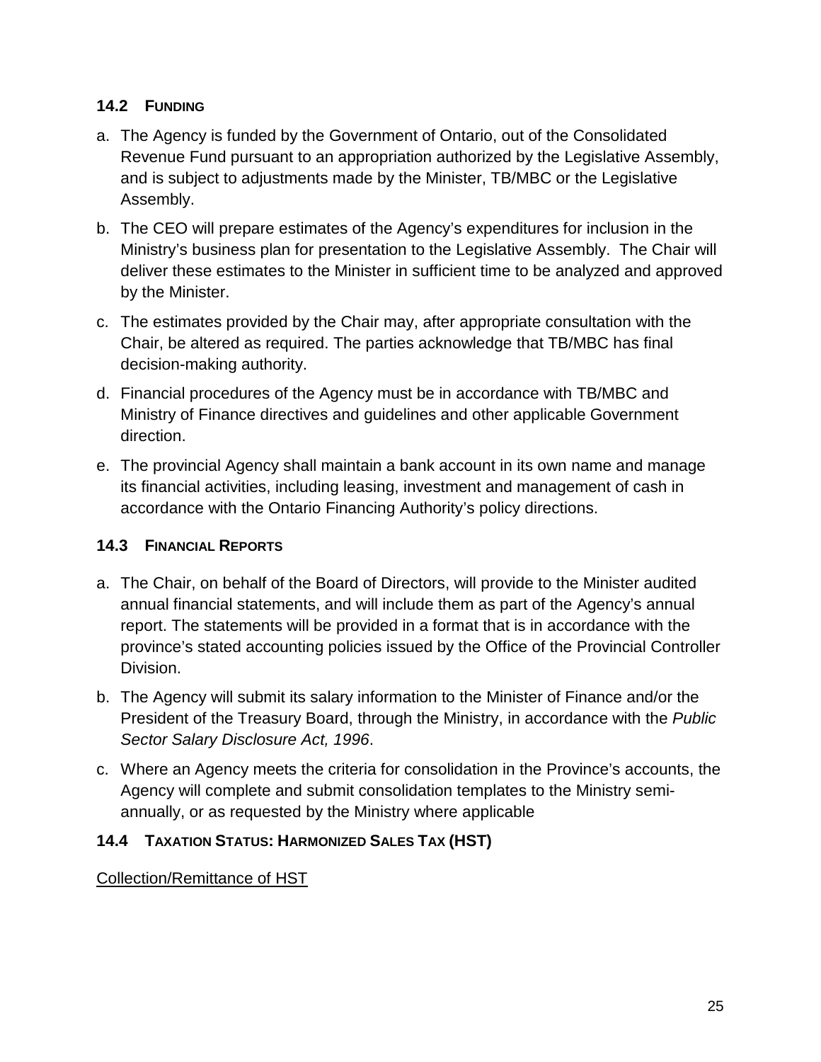### 14.2 FUNDING

a. The Agency is funded by the Government of Ontario, out of the Consolidated Revenue Fund pursuant to an appropriation authorized by the Legislative Assembly, and is subject to adjustments made by the Minister, TB/MBC or the Legislative Assembly.

b. The CEO will prepare estimates of the Agency's expenditures for inclusion in the Ministry's business plan for presentation to the Legislative Assembly. The Chair will deliver these estimates to the Minister in sufficient time to be analyzed and approved by the Minister.

c. The estimates provided by the Chair may, after appropriate consultation with the Chair, be altered as required. The parties acknowledge that TB/MBC has final decision-making authority.

d. Financial procedures of the Agency must be in accordance with TB/MBC and Ministry of Finance directives and guidelines and other applicable Government direction.

e. The provincial Agency shall maintain a bank account in its own name and manage its financial activities, including leasing, investment and management of cash in accordance with the Ontario Financing Authority's policy directions.

### 14.3 FINANCIAL REPORTS

a. The Chair, on behalf of the Board of Directors, will provide to the Minister audited annual financial statements, and will include them as part of the Agency's annual report. The statements will be provided in a format that is in accordance with the province's stated accounting policies issued by the Office of the Provincial Controller Division.

b. The Agency will submit its salary information to the Minister of Finance and/or the President of the Treasury Board, through the Ministry, in accordance with the *Public Sector Salary Disclosure Act, 1996*.

c. Where an Agency meets the criteria for consolidation in the Province's accounts, the Agency will complete and submit consolidation templates to the Ministry semi-annually, or as requested by the Ministry where applicable

### 14.4 TAXATION STATUS: HARMONIZED SALES TAX (HST)

<u>Collection/Remittance of HST</u>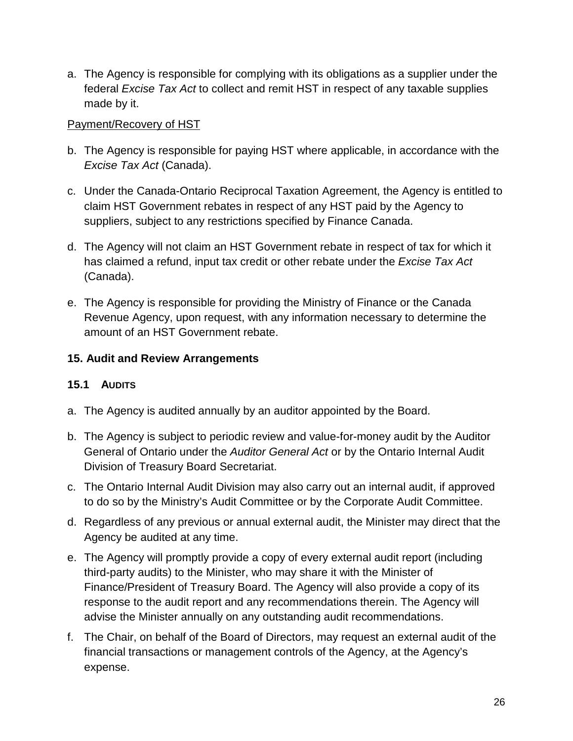a. The Agency is responsible for complying with its obligations as a supplier under the federal *Excise Tax Act* to collect and remit HST in respect of any taxable supplies made by it.

<u>Payment/Recovery of HST</u>

b. The Agency is responsible for paying HST where applicable, in accordance with the *Excise Tax Act* (Canada).

c. Under the Canada-Ontario Reciprocal Taxation Agreement, the Agency is entitled to claim HST Government rebates in respect of any HST paid by the Agency to suppliers, subject to any restrictions specified by Finance Canada.

d. The Agency will not claim an HST Government rebate in respect of tax for which it has claimed a refund, input tax credit or other rebate under the *Excise Tax Act* (Canada).

e. The Agency is responsible for providing the Ministry of Finance or the Canada Revenue Agency, upon request, with any information necessary to determine the amount of an HST Government rebate.

## 15. Audit and Review Arrangements

### 15.1 Audits

a. The Agency is audited annually by an auditor appointed by the Board.

b. The Agency is subject to periodic review and value-for-money audit by the Auditor General of Ontario under the *Auditor General Act* or by the Ontario Internal Audit Division of Treasury Board Secretariat.

c. The Ontario Internal Audit Division may also carry out an internal audit, if approved to do so by the Ministry's Audit Committee or by the Corporate Audit Committee.

d. Regardless of any previous or annual external audit, the Minister may direct that the Agency be audited at any time.

e. The Agency will promptly provide a copy of every external audit report (including third-party audits) to the Minister, who may share it with the Minister of Finance/President of Treasury Board. The Agency will also provide a copy of its response to the audit report and any recommendations therein. The Agency will advise the Minister annually on any outstanding audit recommendations.

f. The Chair, on behalf of the Board of Directors, may request an external audit of the financial transactions or management controls of the Agency, at the Agency's expense.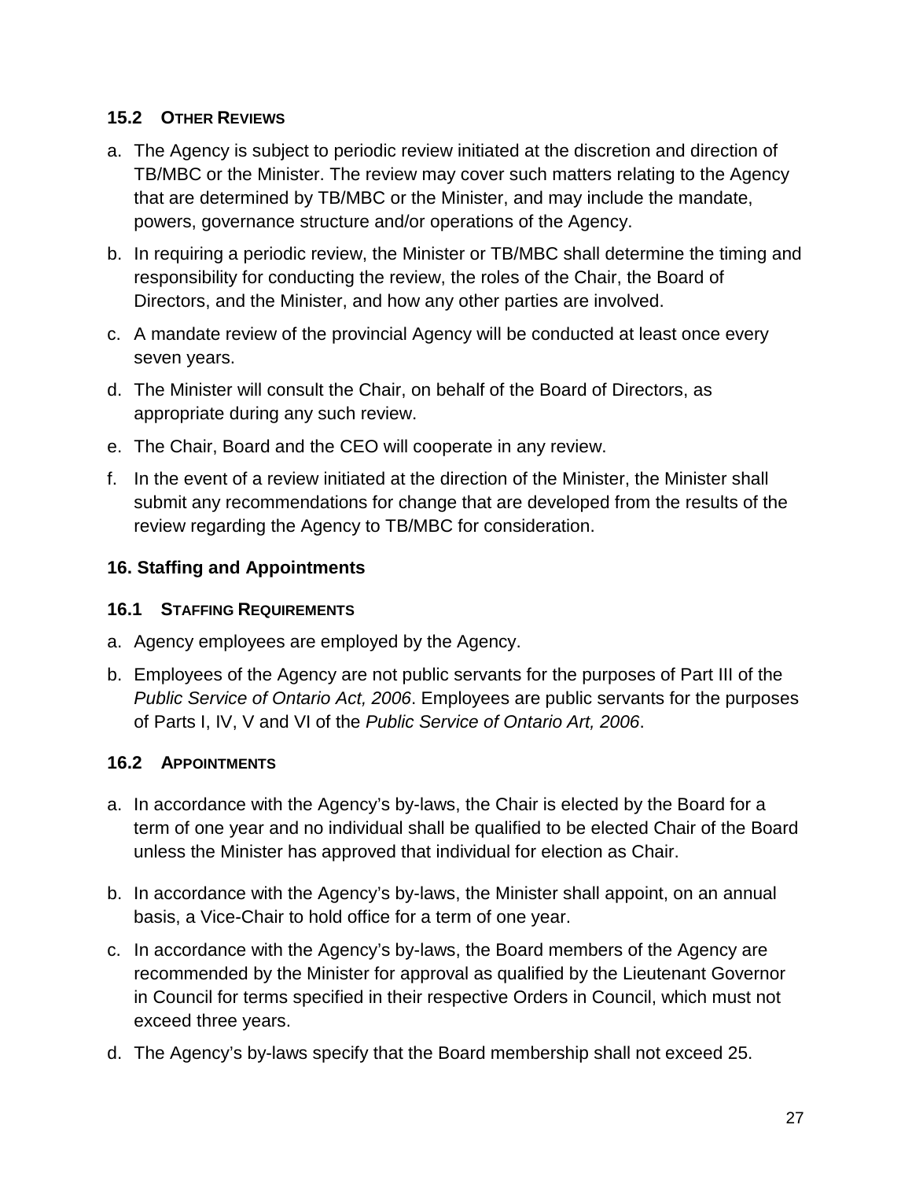### 15.2 OTHER REVIEWS

a. The Agency is subject to periodic review initiated at the discretion and direction of TB/MBC or the Minister. The review may cover such matters relating to the Agency that are determined by TB/MBC or the Minister, and may include the mandate, powers, governance structure and/or operations of the Agency.

b. In requiring a periodic review, the Minister or TB/MBC shall determine the timing and responsibility for conducting the review, the roles of the Chair, the Board of Directors, and the Minister, and how any other parties are involved.

c. A mandate review of the provincial Agency will be conducted at least once every seven years.

d. The Minister will consult the Chair, on behalf of the Board of Directors, as appropriate during any such review.

e. The Chair, Board and the CEO will cooperate in any review.

f. In the event of a review initiated at the direction of the Minister, the Minister shall submit any recommendations for change that are developed from the results of the review regarding the Agency to TB/MBC for consideration.

## 16. Staffing and Appointments

### 16.1 STAFFING REQUIREMENTS

a. Agency employees are employed by the Agency.

b. Employees of the Agency are not public servants for the purposes of Part III of the *Public Service of Ontario Act, 2006*. Employees are public servants for the purposes of Parts I, IV, V and VI of the *Public Service of Ontario Art, 2006*.

### 16.2 APPOINTMENTS

a. In accordance with the Agency's by-laws, the Chair is elected by the Board for a term of one year and no individual shall be qualified to be elected Chair of the Board unless the Minister has approved that individual for election as Chair.

b. In accordance with the Agency's by-laws, the Minister shall appoint, on an annual basis, a Vice-Chair to hold office for a term of one year.

c. In accordance with the Agency's by-laws, the Board members of the Agency are recommended by the Minister for approval as qualified by the Lieutenant Governor in Council for terms specified in their respective Orders in Council, which must not exceed three years.

d. The Agency's by-laws specify that the Board membership shall not exceed 25.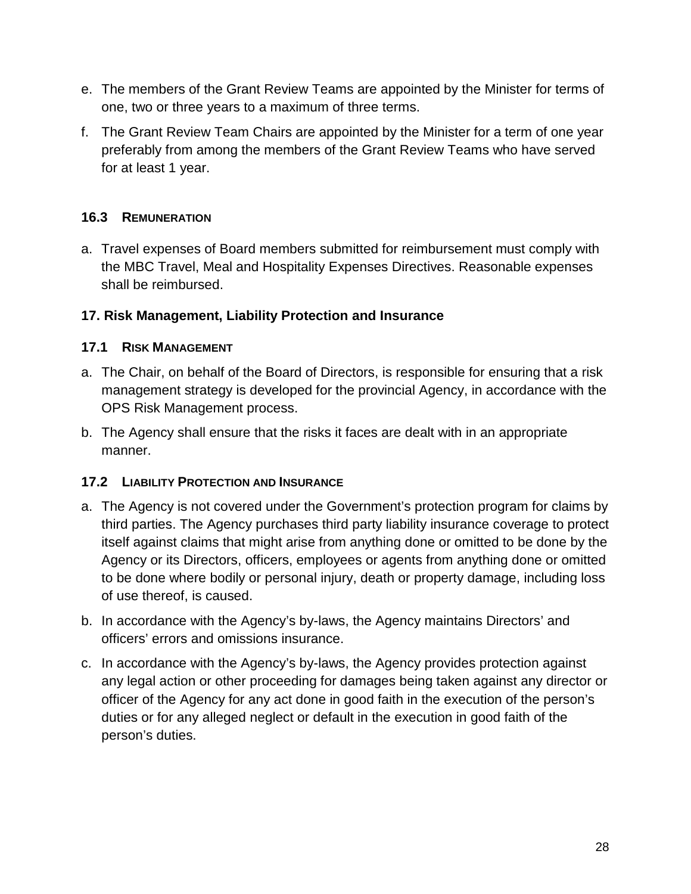e. The members of the Grant Review Teams are appointed by the Minister for terms of one, two or three years to a maximum of three terms.

f. The Grant Review Team Chairs are appointed by the Minister for a term of one year preferably from among the members of the Grant Review Teams who have served for at least 1 year.

### 16.3 Remuneration

a. Travel expenses of Board members submitted for reimbursement must comply with the MBC Travel, Meal and Hospitality Expenses Directives. Reasonable expenses shall be reimbursed.

## 17. Risk Management, Liability Protection and Insurance

### 17.1 Risk Management

a. The Chair, on behalf of the Board of Directors, is responsible for ensuring that a risk management strategy is developed for the provincial Agency, in accordance with the OPS Risk Management process.

b. The Agency shall ensure that the risks it faces are dealt with in an appropriate manner.

### 17.2 Liability Protection and Insurance

a. The Agency is not covered under the Government's protection program for claims by third parties. The Agency purchases third party liability insurance coverage to protect itself against claims that might arise from anything done or omitted to be done by the Agency or its Directors, officers, employees or agents from anything done or omitted to be done where bodily or personal injury, death or property damage, including loss of use thereof, is caused.

b. In accordance with the Agency's by-laws, the Agency maintains Directors' and officers' errors and omissions insurance.

c. In accordance with the Agency's by-laws, the Agency provides protection against any legal action or other proceeding for damages being taken against any director or officer of the Agency for any act done in good faith in the execution of the person's duties or for any alleged neglect or default in the execution in good faith of the person's duties.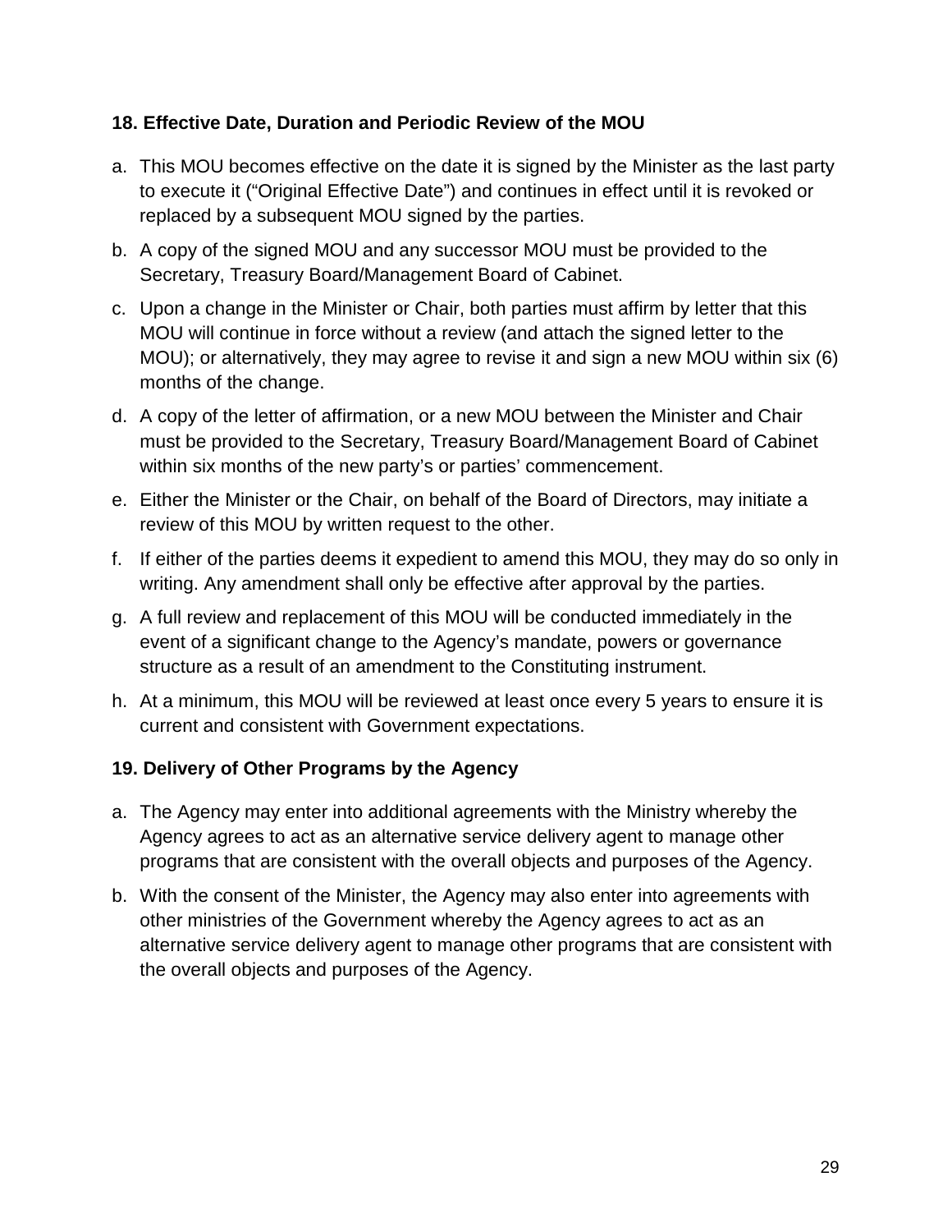## 18. Effective Date, Duration and Periodic Review of the MOU

a. This MOU becomes effective on the date it is signed by the Minister as the last party to execute it ("Original Effective Date") and continues in effect until it is revoked or replaced by a subsequent MOU signed by the parties.

b. A copy of the signed MOU and any successor MOU must be provided to the Secretary, Treasury Board/Management Board of Cabinet.

c. Upon a change in the Minister or Chair, both parties must affirm by letter that this MOU will continue in force without a review (and attach the signed letter to the MOU); or alternatively, they may agree to revise it and sign a new MOU within six (6) months of the change.

d. A copy of the letter of affirmation, or a new MOU between the Minister and Chair must be provided to the Secretary, Treasury Board/Management Board of Cabinet within six months of the new party's or parties' commencement.

e. Either the Minister or the Chair, on behalf of the Board of Directors, may initiate a review of this MOU by written request to the other.

f. If either of the parties deems it expedient to amend this MOU, they may do so only in writing. Any amendment shall only be effective after approval by the parties.

g. A full review and replacement of this MOU will be conducted immediately in the event of a significant change to the Agency's mandate, powers or governance structure as a result of an amendment to the Constituting instrument.

h. At a minimum, this MOU will be reviewed at least once every 5 years to ensure it is current and consistent with Government expectations.

## 19. Delivery of Other Programs by the Agency

a. The Agency may enter into additional agreements with the Ministry whereby the Agency agrees to act as an alternative service delivery agent to manage other programs that are consistent with the overall objects and purposes of the Agency.

b. With the consent of the Minister, the Agency may also enter into agreements with other ministries of the Government whereby the Agency agrees to act as an alternative service delivery agent to manage other programs that are consistent with the overall objects and purposes of the Agency.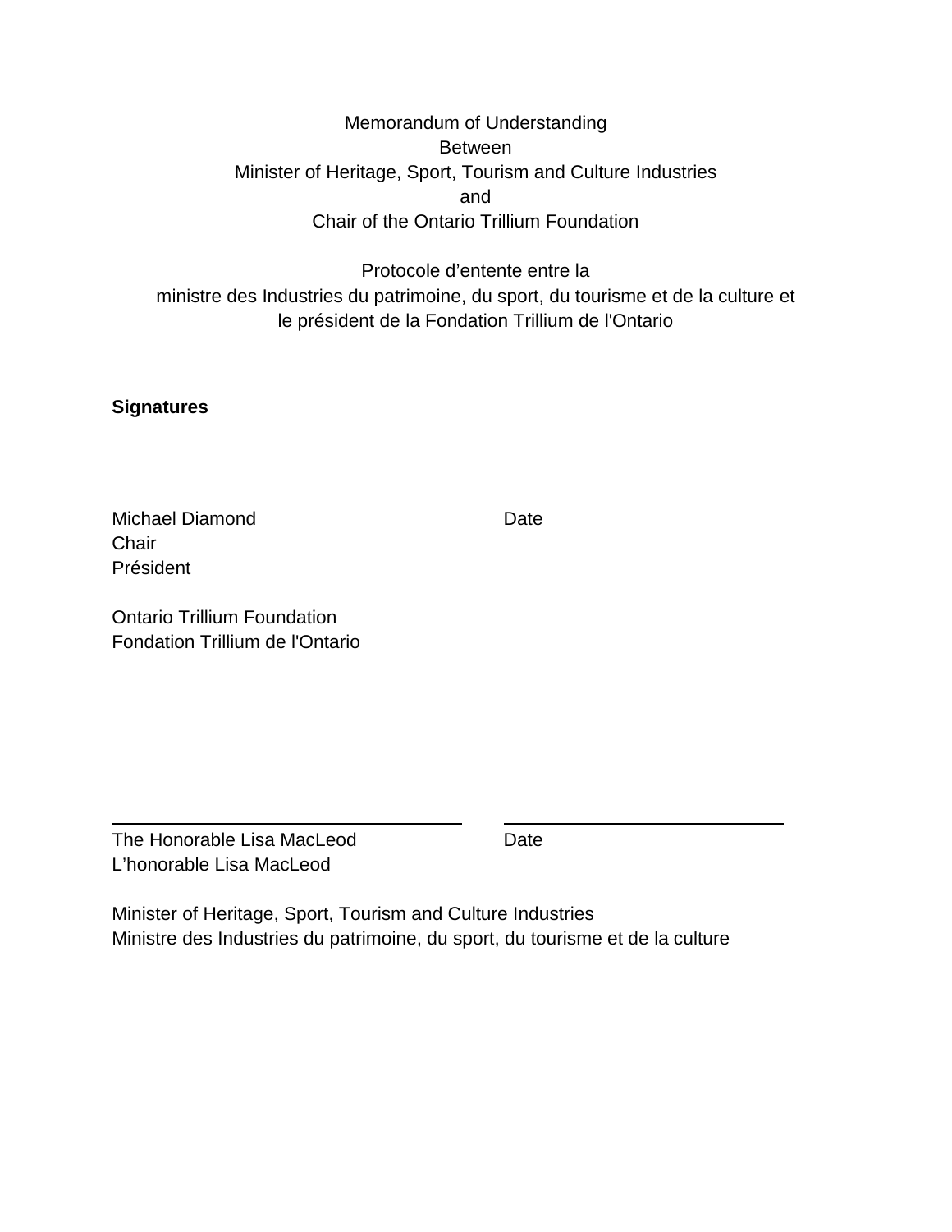Memorandum of Understanding
Between
Minister of Heritage, Sport, Tourism and Culture Industries
and
Chair of the Ontario Trillium Foundation

Protocole d'entente entre la
ministre des Industries du patrimoine, du sport, du tourisme et de la culture et
le président de la Fondation Trillium de l'Ontario

**Signatures**

| | |
|---|---|
| ______________________________ | ______________________________ |
| Michael Diamond<br>Chair<br>Président<br><br>Ontario Trillium Foundation<br>Fondation Trillium de l'Ontario | Date |

| | |
|---|---|
| ______________________________ | ______________________________ |
| The Honorable Lisa MacLeod<br>L'honorable Lisa MacLeod | Date |

Minister of Heritage, Sport, Tourism and Culture Industries
Ministre des Industries du patrimoine, du sport, du tourisme et de la culture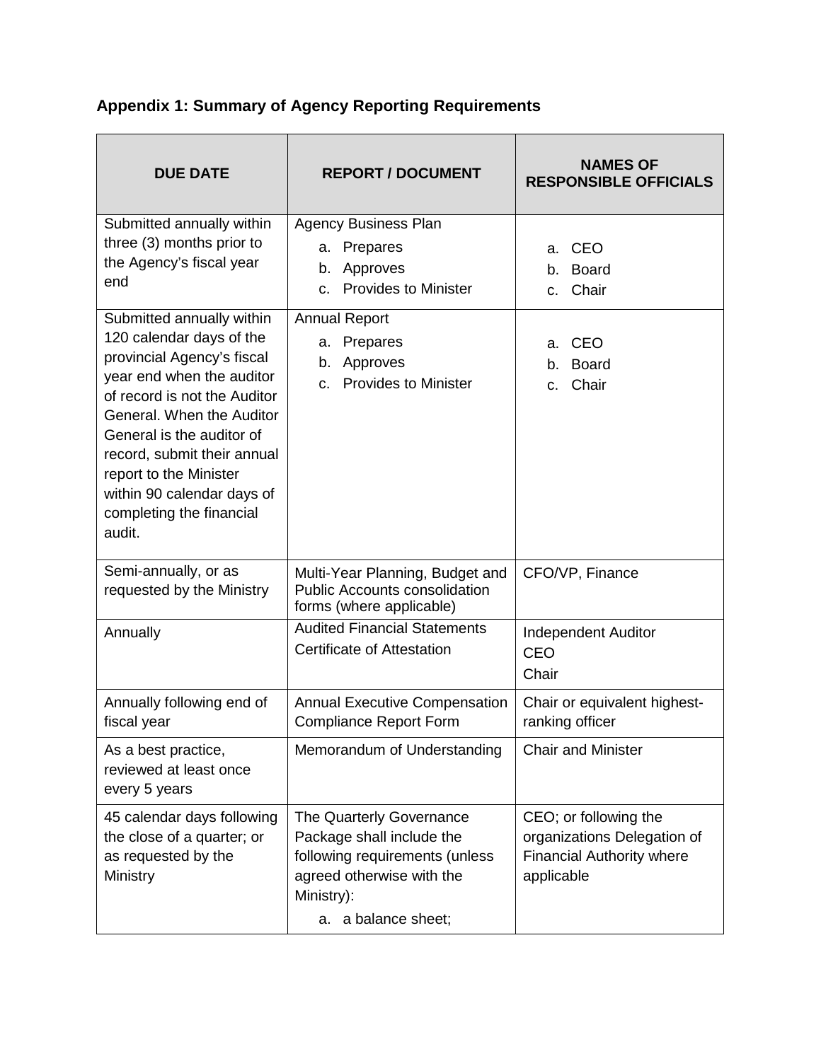## Appendix 1: Summary of Agency Reporting Requirements

| DUE DATE | REPORT / DOCUMENT | NAMES OF RESPONSIBLE OFFICIALS |
|---|---|---|
| Submitted annually within three (3) months prior to the Agency's fiscal year end | Agency Business Plan<br>a. Prepares<br>b. Approves<br>c. Provides to Minister | a. CEO<br>b. Board<br>c. Chair |
| Submitted annually within 120 calendar days of the provincial Agency's fiscal year end when the auditor of record is not the Auditor General. When the Auditor General is the auditor of record, submit their annual report to the Minister within 90 calendar days of completing the financial audit. | Annual Report<br>a. Prepares<br>b. Approves<br>c. Provides to Minister | a. CEO<br>b. Board<br>c. Chair |
| Semi-annually, or as requested by the Ministry | Multi-Year Planning, Budget and Public Accounts consolidation forms (where applicable) | CFO/VP, Finance |
| Annually | Audited Financial Statements<br>Certificate of Attestation | Independent Auditor<br>CEO<br>Chair |
| Annually following end of fiscal year | Annual Executive Compensation Compliance Report Form | Chair or equivalent highest-ranking officer |
| As a best practice, reviewed at least once every 5 years | Memorandum of Understanding | Chair and Minister |
| 45 calendar days following the close of a quarter; or as requested by the Ministry | The Quarterly Governance Package shall include the following requirements (unless agreed otherwise with the Ministry):<br>a. a balance sheet; | CEO; or following the organizations Delegation of Financial Authority where applicable |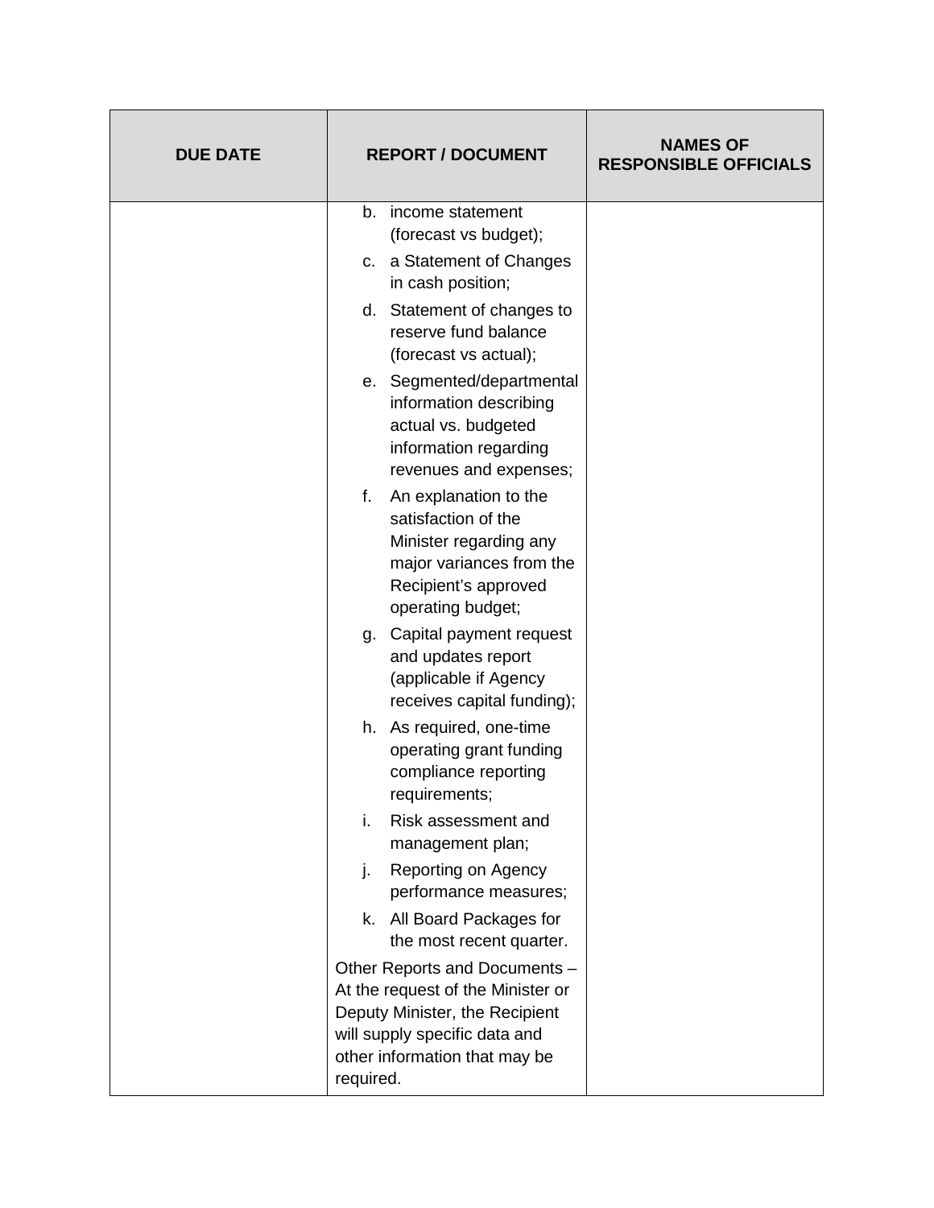| DUE DATE | REPORT / DOCUMENT | NAMES OF RESPONSIBLE OFFICIALS |
|---|---|---|
| | b. income statement (forecast vs budget);<br>c. a Statement of Changes in cash position;<br>d. Statement of changes to reserve fund balance (forecast vs actual);<br>e. Segmented/departmental information describing actual vs. budgeted information regarding revenues and expenses;<br>f. An explanation to the satisfaction of the Minister regarding any major variances from the Recipient's approved operating budget;<br>g. Capital payment request and updates report (applicable if Agency receives capital funding);<br>h. As required, one-time operating grant funding compliance reporting requirements;<br>i. Risk assessment and management plan;<br>j. Reporting on Agency performance measures;<br>k. All Board Packages for the most recent quarter.<br><br>Other Reports and Documents – At the request of the Minister or Deputy Minister, the Recipient will supply specific data and other information that may be required. | |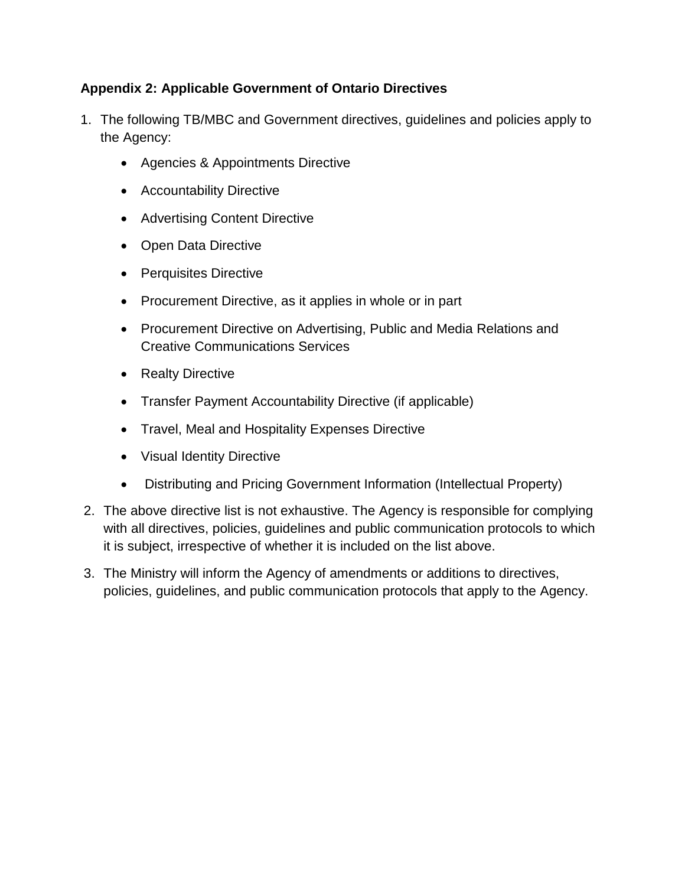**Appendix 2: Applicable Government of Ontario Directives**

1. The following TB/MBC and Government directives, guidelines and policies apply to the Agency:
   - Agencies & Appointments Directive
   - Accountability Directive
   - Advertising Content Directive
   - Open Data Directive
   - Perquisites Directive
   - Procurement Directive, as it applies in whole or in part
   - Procurement Directive on Advertising, Public and Media Relations and Creative Communications Services
   - Realty Directive
   - Transfer Payment Accountability Directive (if applicable)
   - Travel, Meal and Hospitality Expenses Directive
   - Visual Identity Directive
   - Distributing and Pricing Government Information (Intellectual Property)
2. The above directive list is not exhaustive. The Agency is responsible for complying with all directives, policies, guidelines and public communication protocols to which it is subject, irrespective of whether it is included on the list above.
3. The Ministry will inform the Agency of amendments or additions to directives, policies, guidelines, and public communication protocols that apply to the Agency.